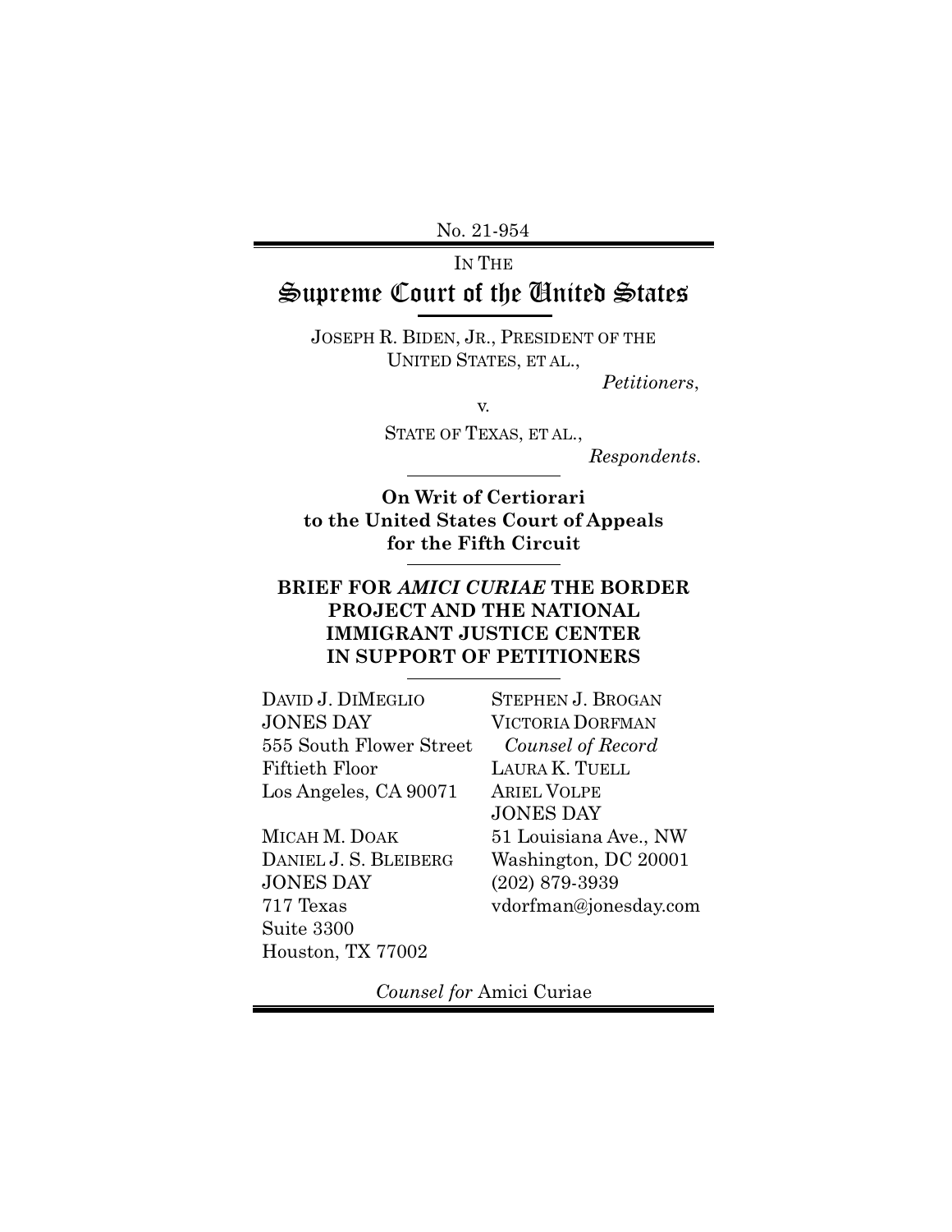No. 21-954

IN THE

# Supreme Court of the United States

JOSEPH R. BIDEN, JR., PRESIDENT OF THE UNITED STATES, ET AL.,

*Petitioners*,

v.

STATE OF TEXAS, ET AL.,

*Respondents.*

**On Writ of Certiorari to the United States Court of Appeals for the Fifth Circuit**

**BRIEF FOR *AMICI CURIAE* THE BORDER PROJECT AND THE NATIONAL IMMIGRANT JUSTICE CENTER IN SUPPORT OF PETITIONERS**

DAVID J. DIMEGLIO
JONES DAY
555 South Flower Street
Fiftieth Floor
Los Angeles, CA 90071

MICAH M. DOAK
DANIEL J. S. BLEIBERG
JONES DAY
717 Texas
Suite 3300
Houston, TX 77002

STEPHEN J. BROGAN
VICTORIA DORFMAN
*Counsel of Record*
LAURA K. TUELL
ARIEL VOLPE
JONES DAY
51 Louisiana Ave., NW
Washington, DC 20001
(202) 879-3939
vdorfman@jonesday.com

*Counsel for* Amici Curiae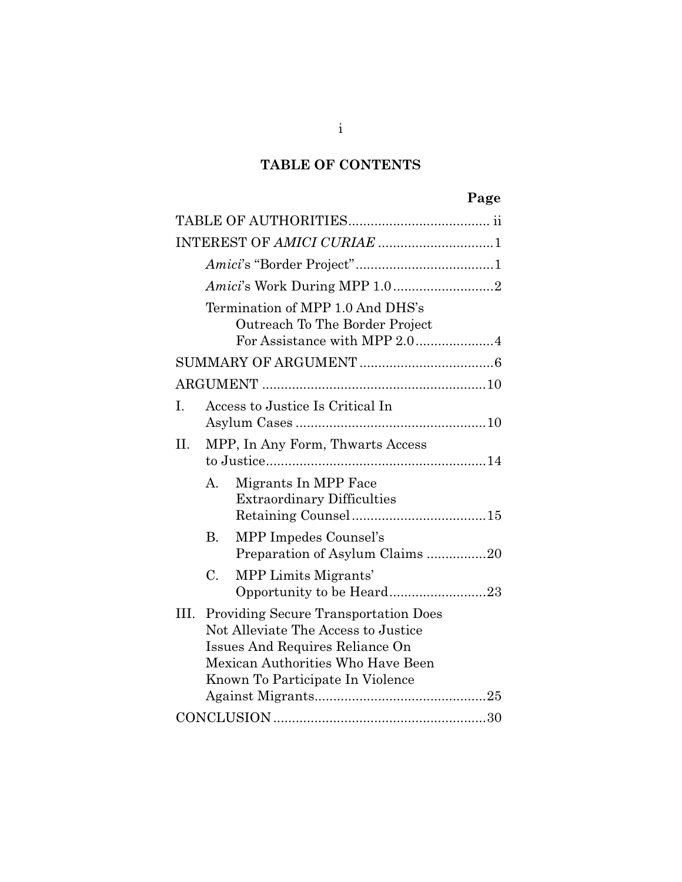## TABLE OF CONTENTS

| | Page |
|---|---|
| TABLE OF AUTHORITIES | ii |
| INTEREST OF *AMICI CURIAE* | 1 |
| *Amici*'s "Border Project" | 1 |
| *Amici*'s Work During MPP 1.0 | 2 |
| Termination of MPP 1.0 And DHS's Outreach To The Border Project For Assistance with MPP 2.0 | 4 |
| SUMMARY OF ARGUMENT | 6 |
| ARGUMENT | 10 |
| I. Access to Justice Is Critical In Asylum Cases | 10 |
| II. MPP, In Any Form, Thwarts Access to Justice | 14 |
| A. Migrants In MPP Face Extraordinary Difficulties Retaining Counsel | 15 |
| B. MPP Impedes Counsel's Preparation of Asylum Claims | 20 |
| C. MPP Limits Migrants' Opportunity to be Heard | 23 |
| III. Providing Secure Transportation Does Not Alleviate The Access to Justice Issues And Requires Reliance On Mexican Authorities Who Have Been Known To Participate In Violence Against Migrants | 25 |
| CONCLUSION | 30 |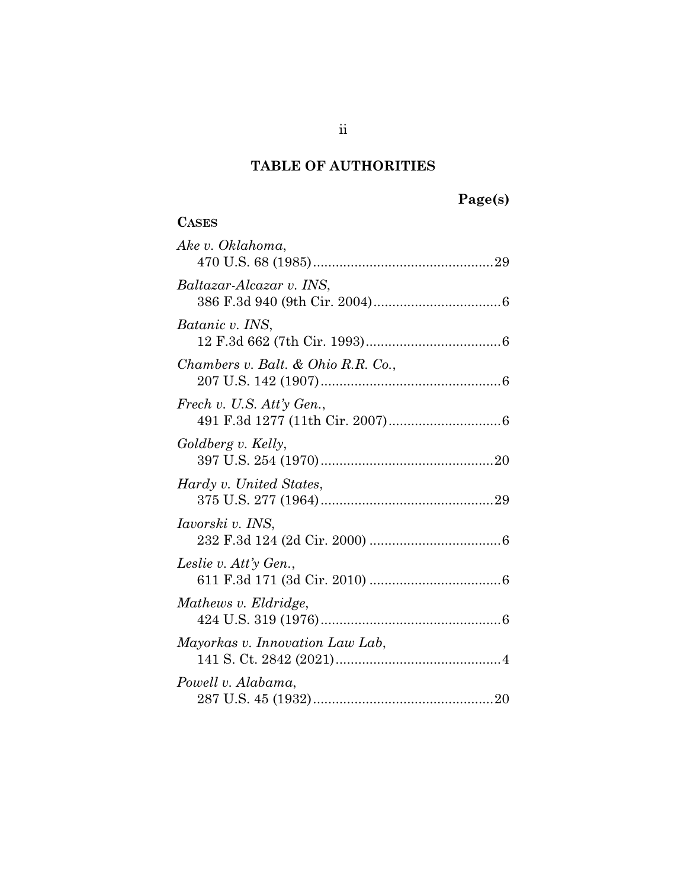## TABLE OF AUTHORITIES

**Page(s)**

**CASES**

*Ake v. Oklahoma*,
470 U.S. 68 (1985)................................................29

*Baltazar-Alcazar v. INS*,
386 F.3d 940 (9th Cir. 2004).................................6

*Batanic v. INS*,
12 F.3d 662 (7th Cir. 1993)....................................6

*Chambers v. Balt. & Ohio R.R. Co.*,
207 U.S. 142 (1907)................................................6

*Frech v. U.S. Att'y Gen.*,
491 F.3d 1277 (11th Cir. 2007)..............................6

*Goldberg v. Kelly*,
397 U.S. 254 (1970)..............................................20

*Hardy v. United States*,
375 U.S. 277 (1964)..............................................29

*Iavorski v. INS*,
232 F.3d 124 (2d Cir. 2000) ...................................6

*Leslie v. Att'y Gen.*,
611 F.3d 171 (3d Cir. 2010) ...................................6

*Mathews v. Eldridge*,
424 U.S. 319 (1976)................................................6

*Mayorkas v. Innovation Law Lab*,
141 S. Ct. 2842 (2021)............................................4

*Powell v. Alabama*,
287 U.S. 45 (1932)................................................20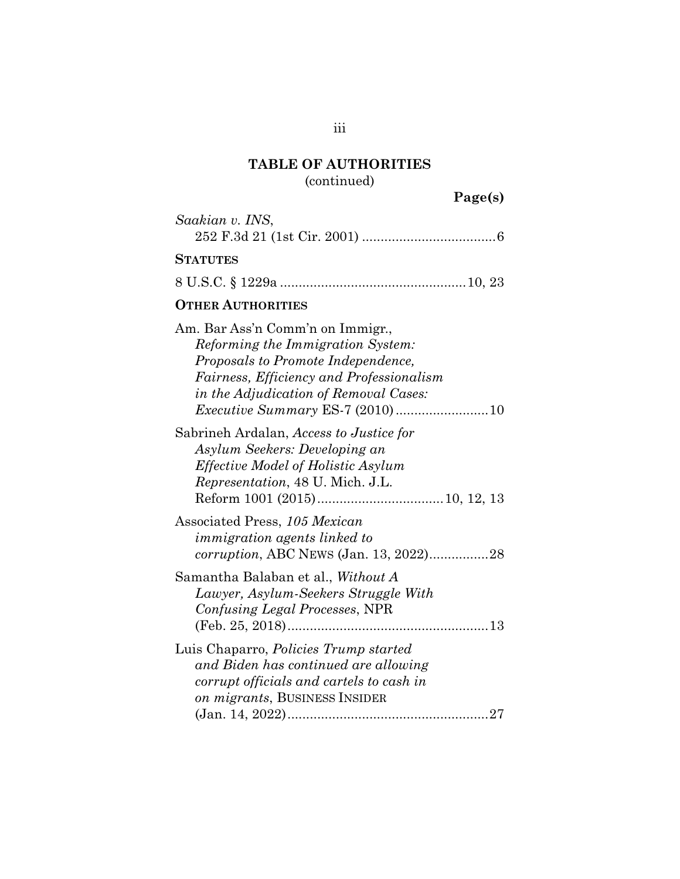## TABLE OF AUTHORITIES
(continued)

**Page(s)**

*Saakian v. INS*,
252 F.3d 21 (1st Cir. 2001) .................................... 6

**STATUTES**

8 U.S.C. § 1229a ................................................. 10, 23

**OTHER AUTHORITIES**

Am. Bar Ass'n Comm'n on Immigr., *Reforming the Immigration System: Proposals to Promote Independence, Fairness, Efficiency and Professionalism in the Adjudication of Removal Cases: Executive Summary* ES-7 (2010) ......................... 10

Sabrineh Ardalan, *Access to Justice for Asylum Seekers: Developing an Effective Model of Holistic Asylum Representation*, 48 U. Mich. J.L. Reform 1001 (2015) .................................. 10, 12, 13

Associated Press, *105 Mexican immigration agents linked to corruption*, ABC NEWS (Jan. 13, 2022)................ 28

Samantha Balaban et al., *Without A Lawyer, Asylum-Seekers Struggle With Confusing Legal Processes*, NPR (Feb. 25, 2018) ...................................................... 13

Luis Chaparro, *Policies Trump started and Biden has continued are allowing corrupt officials and cartels to cash in on migrants*, BUSINESS INSIDER (Jan. 14, 2022) ...................................................... 27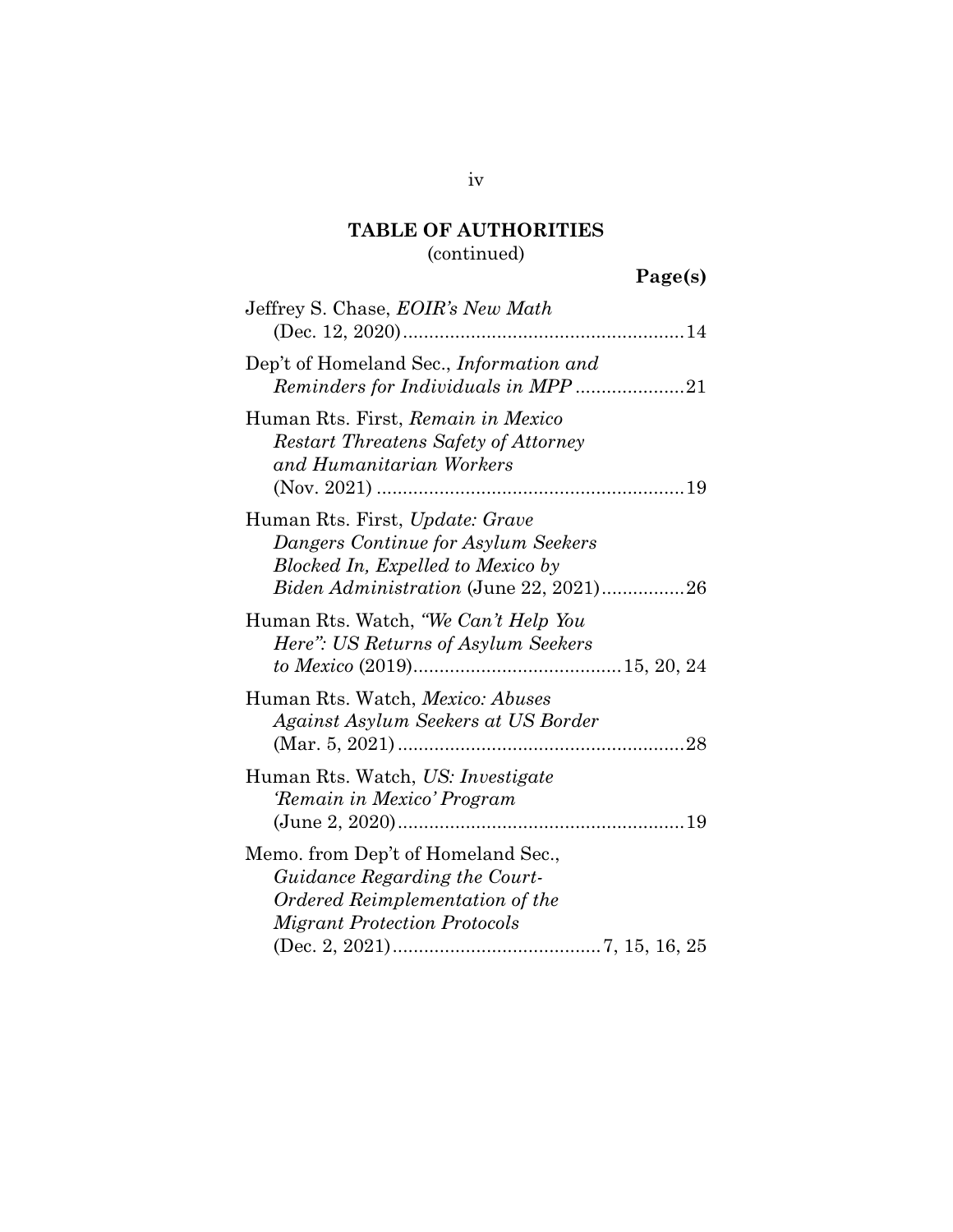**TABLE OF AUTHORITIES**
(continued)

**Page(s)**

Jeffrey S. Chase, *EOIR's New Math* (Dec. 12, 2020)......................................................14

Dep't of Homeland Sec., *Information and Reminders for Individuals in MPP* .....................21

Human Rts. First, *Remain in Mexico Restart Threatens Safety of Attorney and Humanitarian Workers* (Nov. 2021) ..........................................................19

Human Rts. First, *Update: Grave Dangers Continue for Asylum Seekers Blocked In, Expelled to Mexico by Biden Administration* (June 22, 2021)................26

Human Rts. Watch, *"We Can't Help You Here": US Returns of Asylum Seekers to Mexico* (2019)........................................15, 20, 24

Human Rts. Watch, *Mexico: Abuses Against Asylum Seekers at US Border* (Mar. 5, 2021).......................................................28

Human Rts. Watch, *US: Investigate 'Remain in Mexico' Program* (June 2, 2020).......................................................19

Memo. from Dep't of Homeland Sec., *Guidance Regarding the Court-Ordered Reimplementation of the Migrant Protection Protocols* (Dec. 2, 2021).......................................7, 15, 16, 25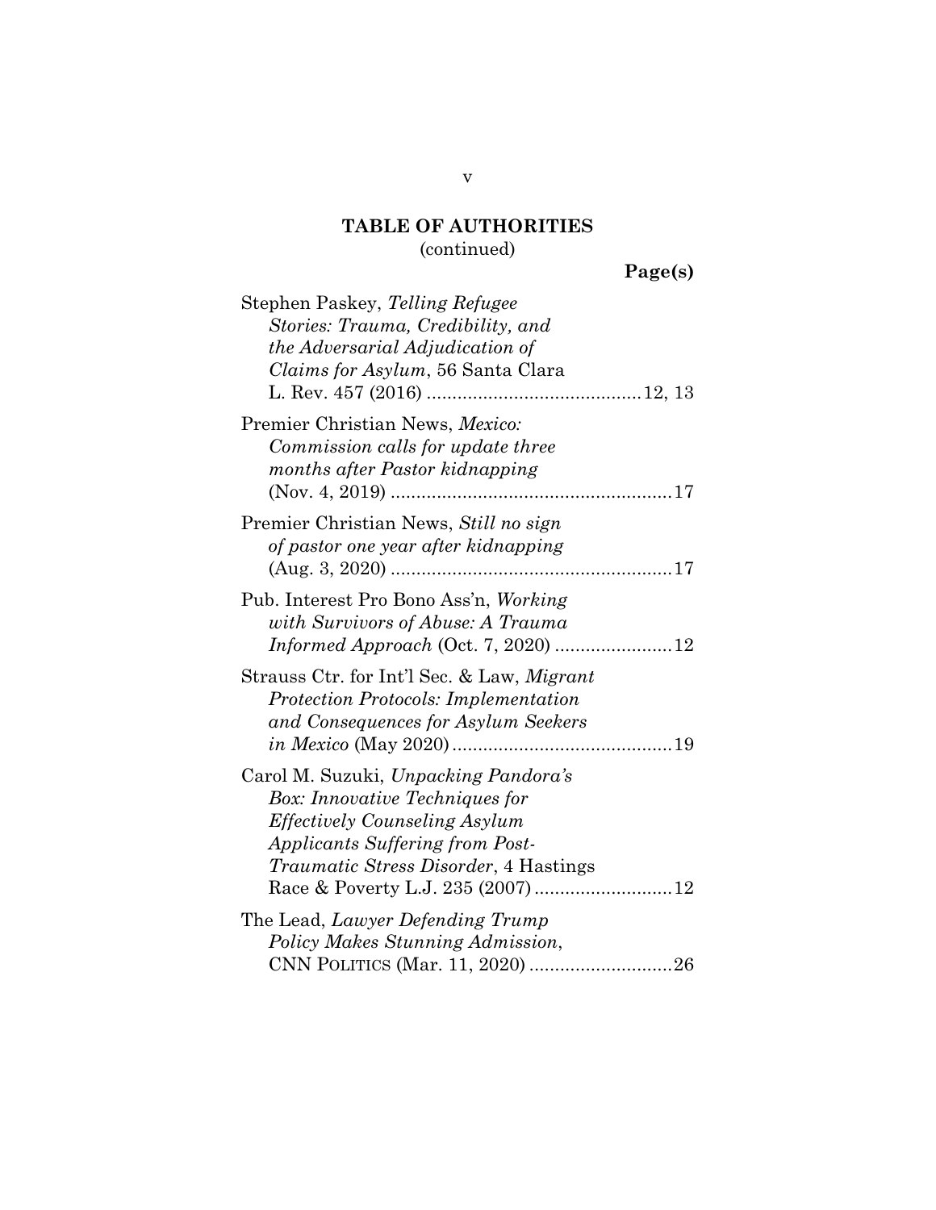**TABLE OF AUTHORITIES**
(continued)

**Page(s)**

Stephen Paskey, *Telling Refugee Stories: Trauma, Credibility, and the Adversarial Adjudication of Claims for Asylum*, 56 Santa Clara L. Rev. 457 (2016) .......................................... 12, 13

Premier Christian News, *Mexico: Commission calls for update three months after Pastor kidnapping* (Nov. 4, 2019) ....................................................... 17

Premier Christian News, *Still no sign of pastor one year after kidnapping* (Aug. 3, 2020) ....................................................... 17

Pub. Interest Pro Bono Ass'n, *Working with Survivors of Abuse: A Trauma Informed Approach* (Oct. 7, 2020) ....................... 12

Strauss Ctr. for Int'l Sec. & Law, *Migrant Protection Protocols: Implementation and Consequences for Asylum Seekers in Mexico* (May 2020) ........................................... 19

Carol M. Suzuki, *Unpacking Pandora's Box: Innovative Techniques for Effectively Counseling Asylum Applicants Suffering from Post-Traumatic Stress Disorder*, 4 Hastings Race & Poverty L.J. 235 (2007) ........................... 12

The Lead, *Lawyer Defending Trump Policy Makes Stunning Admission*, CNN POLITICS (Mar. 11, 2020) ............................ 26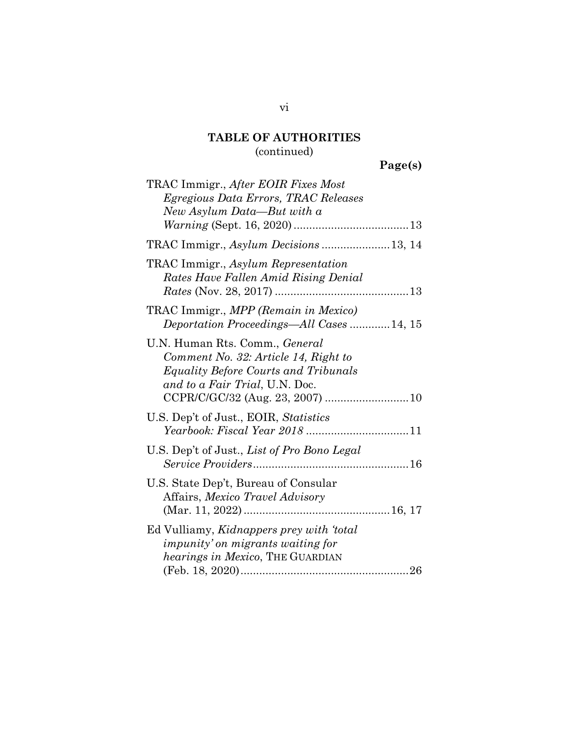**TABLE OF AUTHORITIES**
(continued)

**Page(s)**

TRAC Immigr., *After EOIR Fixes Most Egregious Data Errors, TRAC Releases New Asylum Data—But with a Warning* (Sept. 16, 2020) .....................................13

TRAC Immigr., *Asylum Decisions* ......................13, 14

TRAC Immigr., *Asylum Representation Rates Have Fallen Amid Rising Denial Rates* (Nov. 28, 2017) ...........................................13

TRAC Immigr., *MPP (Remain in Mexico) Deportation Proceedings—All Cases* .............14, 15

U.N. Human Rts. Comm., *General Comment No. 32: Article 14, Right to Equality Before Courts and Tribunals and to a Fair Trial*, U.N. Doc. CCPR/C/GC/32 (Aug. 23, 2007) ...........................10

U.S. Dep't of Just., EOIR, *Statistics Yearbook: Fiscal Year 2018* .................................11

U.S. Dep't of Just., *List of Pro Bono Legal Service Providers*..................................................16

U.S. State Dep't, Bureau of Consular Affairs, *Mexico Travel Advisory* (Mar. 11, 2022)...............................................16, 17

Ed Vulliamy, *Kidnappers prey with 'total impunity' on migrants waiting for hearings in Mexico*, THE GUARDIAN (Feb. 18, 2020)......................................................26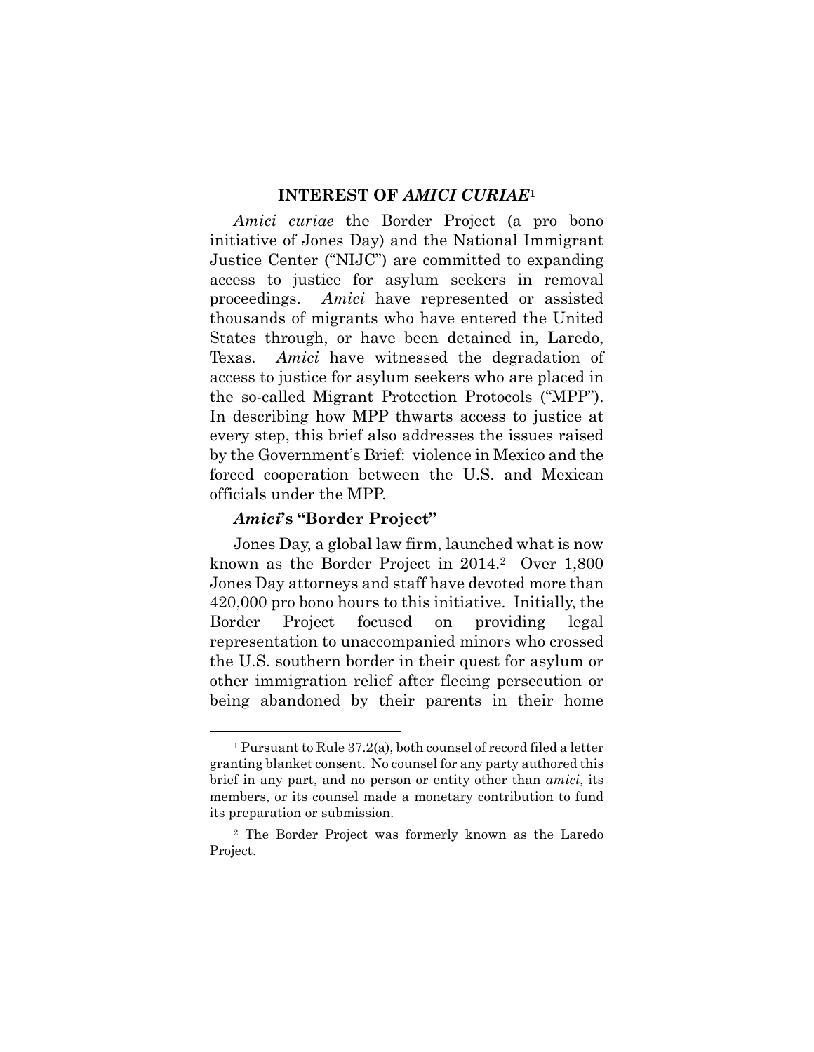## INTEREST OF *AMICI CURIAE*[1]

*Amici curiae* the Border Project (a pro bono initiative of Jones Day) and the National Immigrant Justice Center ("NIJC") are committed to expanding access to justice for asylum seekers in removal proceedings. *Amici* have represented or assisted thousands of migrants who have entered the United States through, or have been detained in, Laredo, Texas. *Amici* have witnessed the degradation of access to justice for asylum seekers who are placed in the so-called Migrant Protection Protocols ("MPP"). In describing how MPP thwarts access to justice at every step, this brief also addresses the issues raised by the Government's Brief: violence in Mexico and the forced cooperation between the U.S. and Mexican officials under the MPP.

### *Amici*'s "Border Project"

Jones Day, a global law firm, launched what is now known as the Border Project in 2014.[2] Over 1,800 Jones Day attorneys and staff have devoted more than 420,000 pro bono hours to this initiative. Initially, the Border Project focused on providing legal representation to unaccompanied minors who crossed the U.S. southern border in their quest for asylum or other immigration relief after fleeing persecution or being abandoned by their parents in their home

---

[1] Pursuant to Rule 37.2(a), both counsel of record filed a letter granting blanket consent. No counsel for any party authored this brief in any part, and no person or entity other than *amici*, its members, or its counsel made a monetary contribution to fund its preparation or submission.

[2] The Border Project was formerly known as the Laredo Project.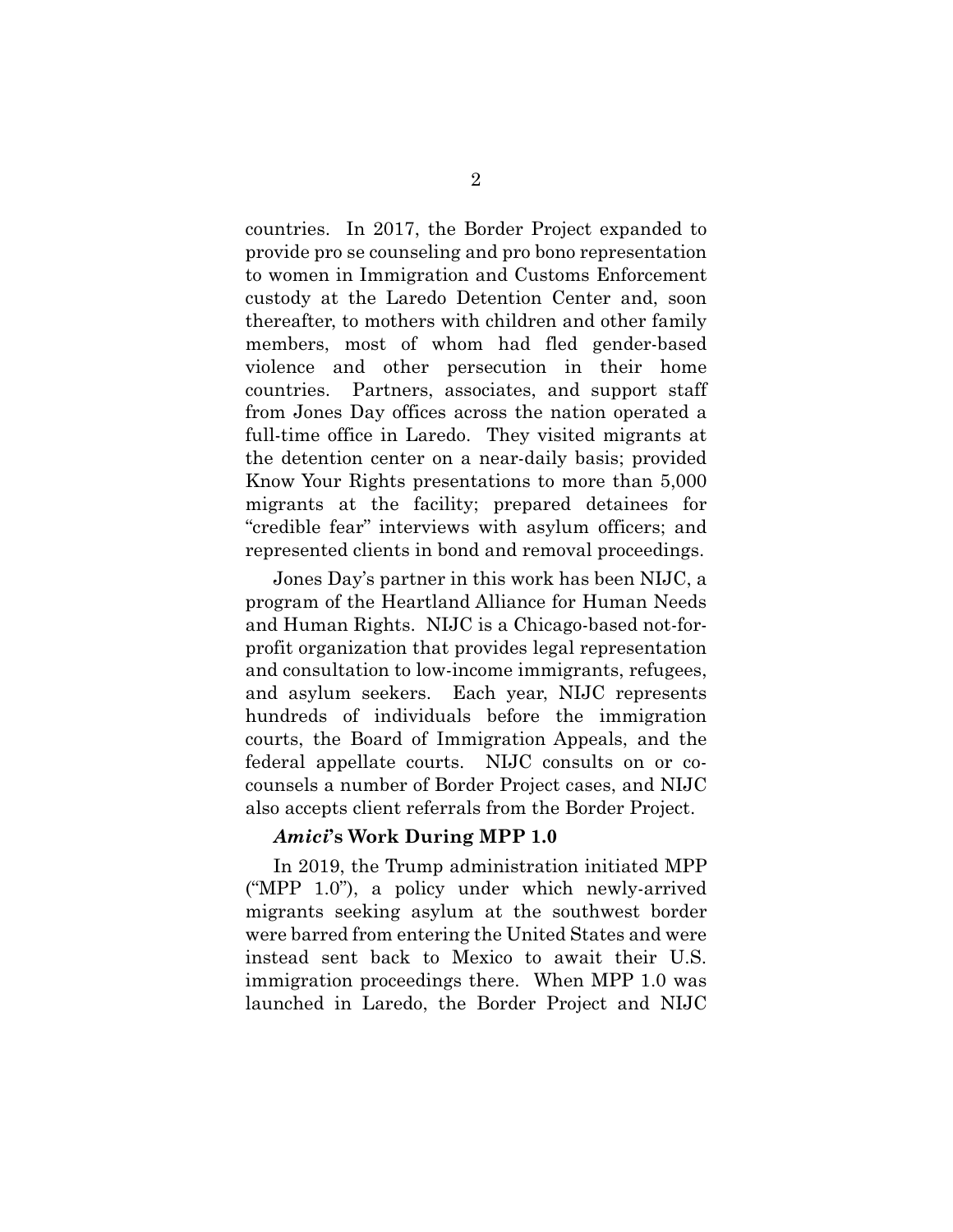countries. In 2017, the Border Project expanded to provide pro se counseling and pro bono representation to women in Immigration and Customs Enforcement custody at the Laredo Detention Center and, soon thereafter, to mothers with children and other family members, most of whom had fled gender-based violence and other persecution in their home countries. Partners, associates, and support staff from Jones Day offices across the nation operated a full-time office in Laredo. They visited migrants at the detention center on a near-daily basis; provided Know Your Rights presentations to more than 5,000 migrants at the facility; prepared detainees for "credible fear" interviews with asylum officers; and represented clients in bond and removal proceedings.

Jones Day's partner in this work has been NIJC, a program of the Heartland Alliance for Human Needs and Human Rights. NIJC is a Chicago-based not-for-profit organization that provides legal representation and consultation to low-income immigrants, refugees, and asylum seekers. Each year, NIJC represents hundreds of individuals before the immigration courts, the Board of Immigration Appeals, and the federal appellate courts. NIJC consults on or co-counsels a number of Border Project cases, and NIJC also accepts client referrals from the Border Project.

#### ***Amici*'s Work During MPP 1.0**

In 2019, the Trump administration initiated MPP ("MPP 1.0"), a policy under which newly-arrived migrants seeking asylum at the southwest border were barred from entering the United States and were instead sent back to Mexico to await their U.S. immigration proceedings there. When MPP 1.0 was launched in Laredo, the Border Project and NIJC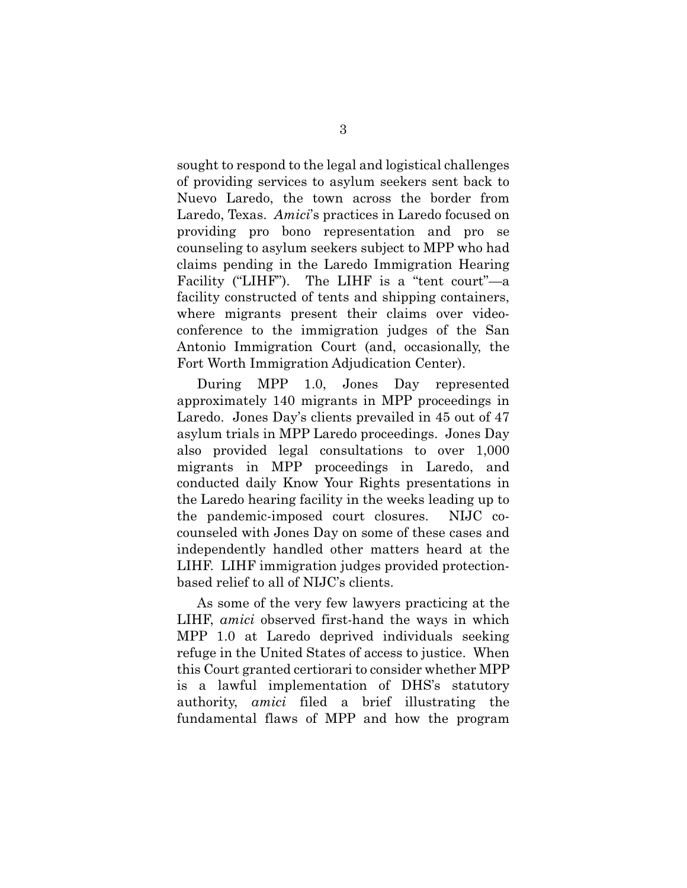sought to respond to the legal and logistical challenges of providing services to asylum seekers sent back to Nuevo Laredo, the town across the border from Laredo, Texas. *Amici*'s practices in Laredo focused on providing pro bono representation and pro se counseling to asylum seekers subject to MPP who had claims pending in the Laredo Immigration Hearing Facility ("LIHF"). The LIHF is a "tent court"—a facility constructed of tents and shipping containers, where migrants present their claims over video-conference to the immigration judges of the San Antonio Immigration Court (and, occasionally, the Fort Worth Immigration Adjudication Center).

During MPP 1.0, Jones Day represented approximately 140 migrants in MPP proceedings in Laredo. Jones Day's clients prevailed in 45 out of 47 asylum trials in MPP Laredo proceedings. Jones Day also provided legal consultations to over 1,000 migrants in MPP proceedings in Laredo, and conducted daily Know Your Rights presentations in the Laredo hearing facility in the weeks leading up to the pandemic-imposed court closures. NIJC co-counseled with Jones Day on some of these cases and independently handled other matters heard at the LIHF. LIHF immigration judges provided protection-based relief to all of NIJC's clients.

As some of the very few lawyers practicing at the LIHF, *amici* observed first-hand the ways in which MPP 1.0 at Laredo deprived individuals seeking refuge in the United States of access to justice. When this Court granted certiorari to consider whether MPP is a lawful implementation of DHS's statutory authority, *amici* filed a brief illustrating the fundamental flaws of MPP and how the program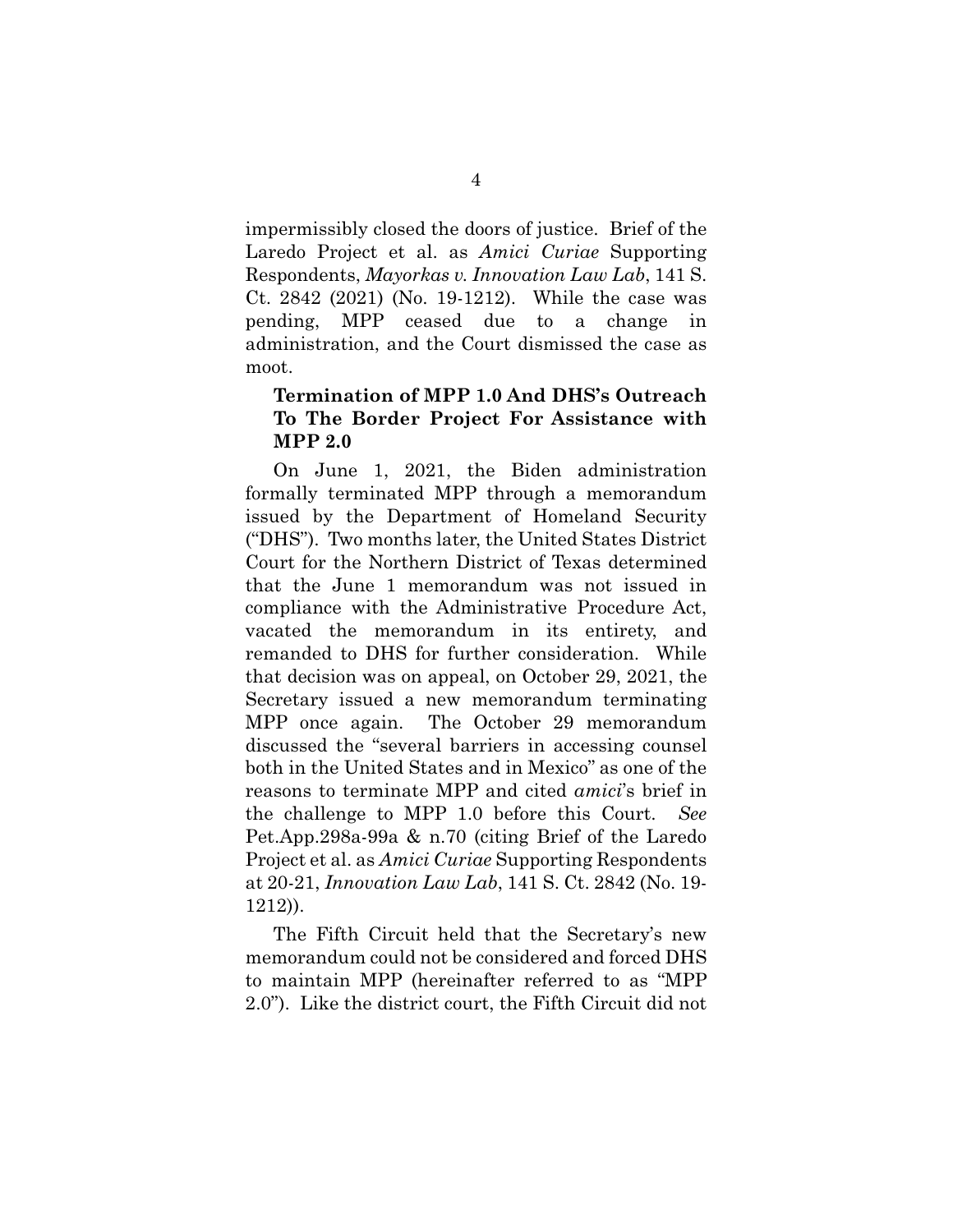impermissibly closed the doors of justice. Brief of the Laredo Project et al. as *Amici Curiae* Supporting Respondents, *Mayorkas v. Innovation Law Lab*, 141 S. Ct. 2842 (2021) (No. 19-1212). While the case was pending, MPP ceased due to a change in administration, and the Court dismissed the case as moot.

**Termination of MPP 1.0 And DHS's Outreach To The Border Project For Assistance with MPP 2.0**

On June 1, 2021, the Biden administration formally terminated MPP through a memorandum issued by the Department of Homeland Security ("DHS"). Two months later, the United States District Court for the Northern District of Texas determined that the June 1 memorandum was not issued in compliance with the Administrative Procedure Act, vacated the memorandum in its entirety, and remanded to DHS for further consideration. While that decision was on appeal, on October 29, 2021, the Secretary issued a new memorandum terminating MPP once again. The October 29 memorandum discussed the "several barriers in accessing counsel both in the United States and in Mexico" as one of the reasons to terminate MPP and cited *amici*'s brief in the challenge to MPP 1.0 before this Court. *See* Pet.App.298a-99a & n.70 (citing Brief of the Laredo Project et al. as *Amici Curiae* Supporting Respondents at 20-21, *Innovation Law Lab*, 141 S. Ct. 2842 (No. 19-1212)).

The Fifth Circuit held that the Secretary's new memorandum could not be considered and forced DHS to maintain MPP (hereinafter referred to as "MPP 2.0"). Like the district court, the Fifth Circuit did not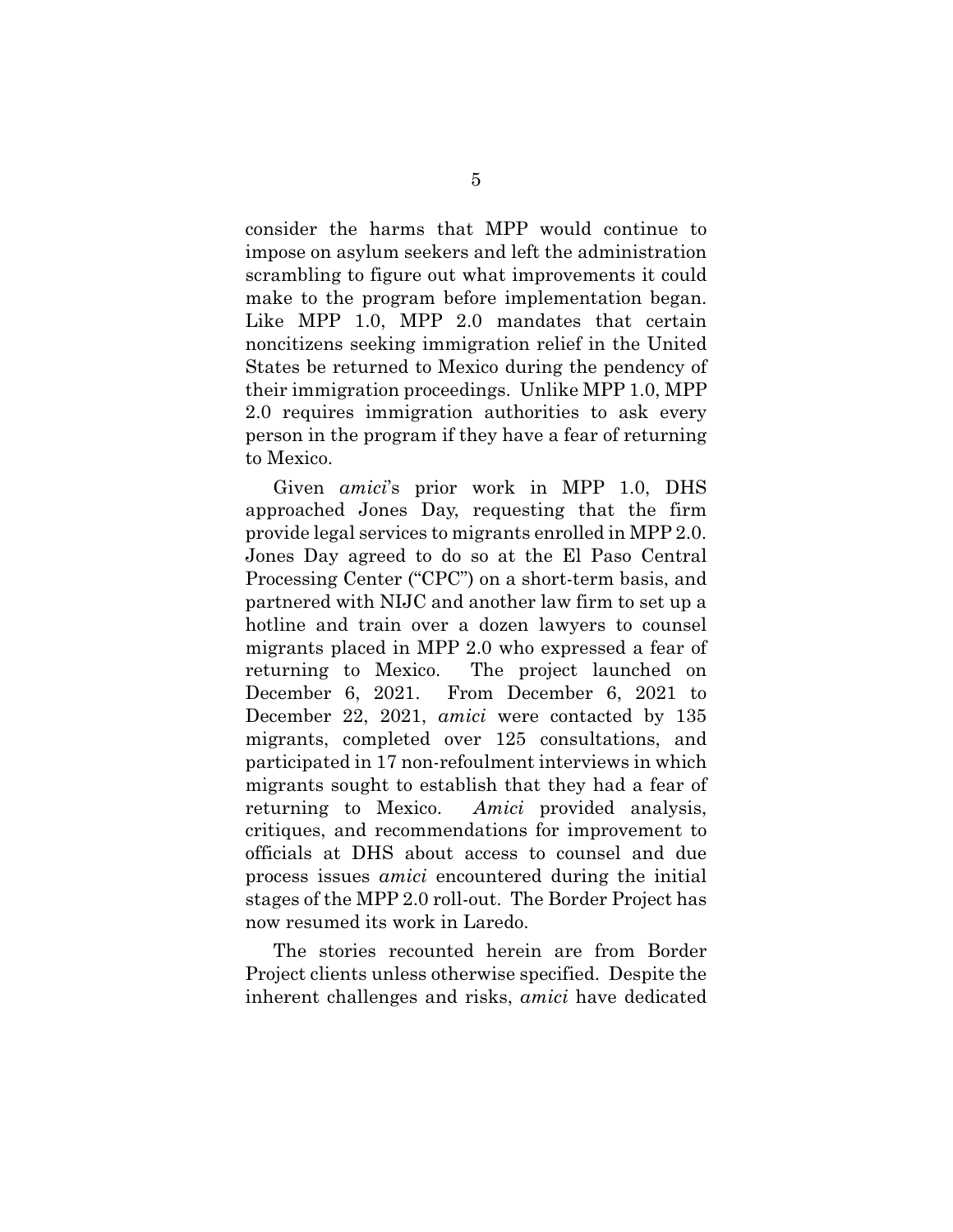consider the harms that MPP would continue to impose on asylum seekers and left the administration scrambling to figure out what improvements it could make to the program before implementation began. Like MPP 1.0, MPP 2.0 mandates that certain noncitizens seeking immigration relief in the United States be returned to Mexico during the pendency of their immigration proceedings. Unlike MPP 1.0, MPP 2.0 requires immigration authorities to ask every person in the program if they have a fear of returning to Mexico.

Given *amici*'s prior work in MPP 1.0, DHS approached Jones Day, requesting that the firm provide legal services to migrants enrolled in MPP 2.0. Jones Day agreed to do so at the El Paso Central Processing Center ("CPC") on a short-term basis, and partnered with NIJC and another law firm to set up a hotline and train over a dozen lawyers to counsel migrants placed in MPP 2.0 who expressed a fear of returning to Mexico. The project launched on December 6, 2021. From December 6, 2021 to December 22, 2021, *amici* were contacted by 135 migrants, completed over 125 consultations, and participated in 17 non-refoulment interviews in which migrants sought to establish that they had a fear of returning to Mexico. *Amici* provided analysis, critiques, and recommendations for improvement to officials at DHS about access to counsel and due process issues *amici* encountered during the initial stages of the MPP 2.0 roll-out. The Border Project has now resumed its work in Laredo.

The stories recounted herein are from Border Project clients unless otherwise specified. Despite the inherent challenges and risks, *amici* have dedicated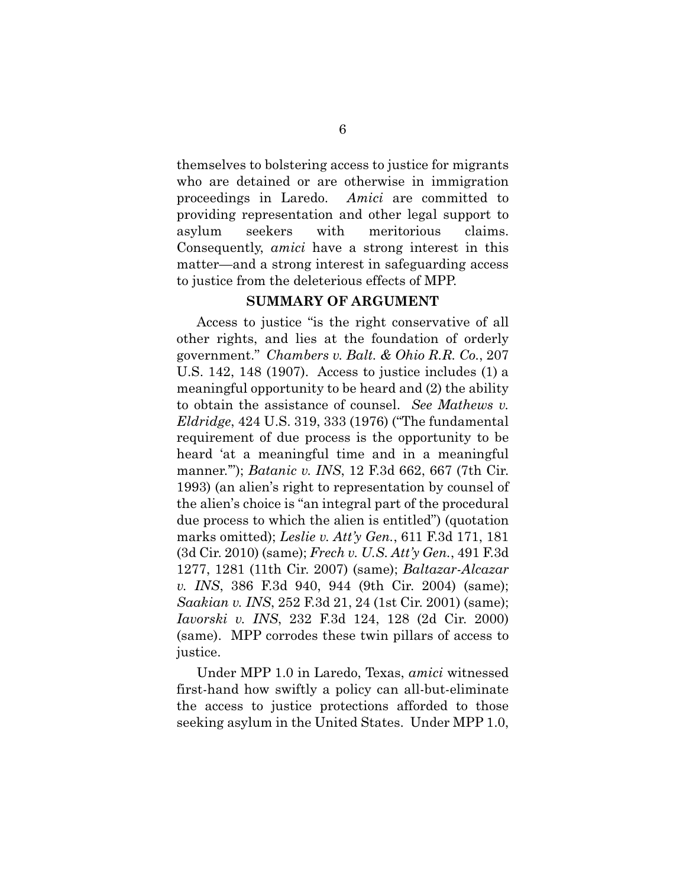themselves to bolstering access to justice for migrants who are detained or are otherwise in immigration proceedings in Laredo. *Amici* are committed to providing representation and other legal support to asylum seekers with meritorious claims. Consequently, *amici* have a strong interest in this matter—and a strong interest in safeguarding access to justice from the deleterious effects of MPP.

## SUMMARY OF ARGUMENT

Access to justice "is the right conservative of all other rights, and lies at the foundation of orderly government." *Chambers v. Balt. & Ohio R.R. Co.*, 207 U.S. 142, 148 (1907). Access to justice includes (1) a meaningful opportunity to be heard and (2) the ability to obtain the assistance of counsel. *See Mathews v. Eldridge*, 424 U.S. 319, 333 (1976) ("The fundamental requirement of due process is the opportunity to be heard 'at a meaningful time and in a meaningful manner.'"); *Batanic v. INS*, 12 F.3d 662, 667 (7th Cir. 1993) (an alien's right to representation by counsel of the alien's choice is "an integral part of the procedural due process to which the alien is entitled") (quotation marks omitted); *Leslie v. Att'y Gen.*, 611 F.3d 171, 181 (3d Cir. 2010) (same); *Frech v. U.S. Att'y Gen.*, 491 F.3d 1277, 1281 (11th Cir. 2007) (same); *Baltazar-Alcazar v. INS*, 386 F.3d 940, 944 (9th Cir. 2004) (same); *Saakian v. INS*, 252 F.3d 21, 24 (1st Cir. 2001) (same); *Iavorski v. INS*, 232 F.3d 124, 128 (2d Cir. 2000) (same). MPP corrodes these twin pillars of access to justice.

Under MPP 1.0 in Laredo, Texas, *amici* witnessed first-hand how swiftly a policy can all-but-eliminate the access to justice protections afforded to those seeking asylum in the United States. Under MPP 1.0,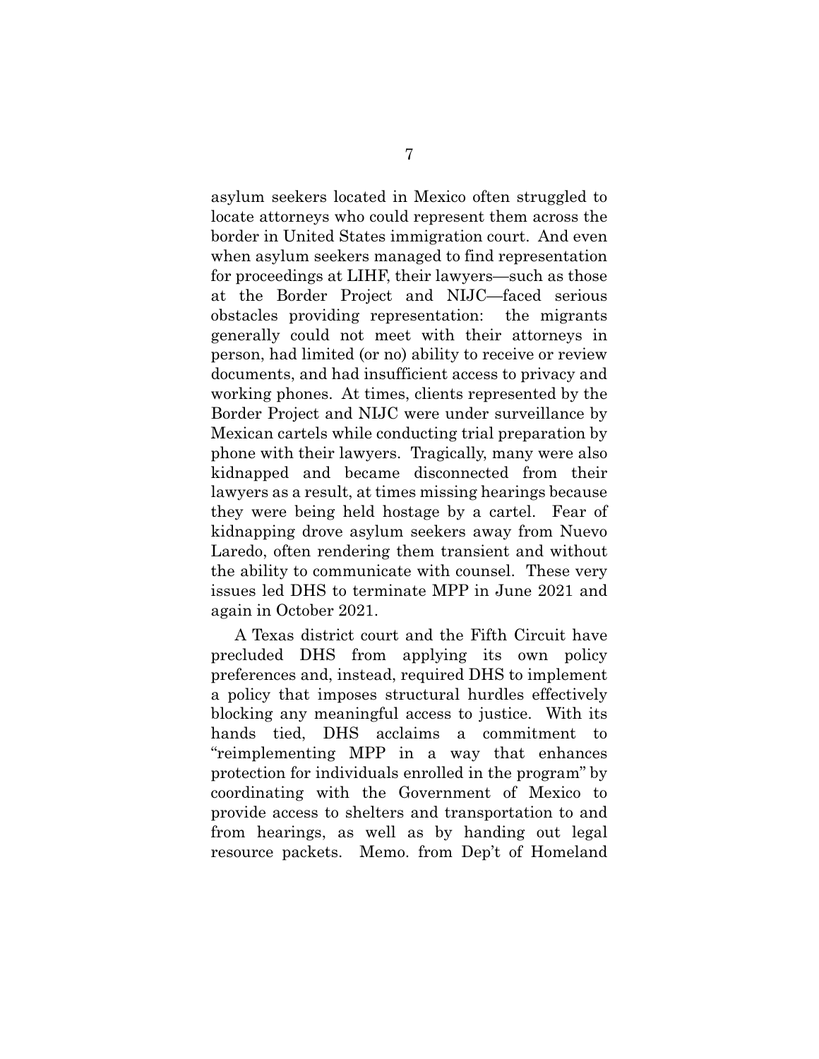asylum seekers located in Mexico often struggled to locate attorneys who could represent them across the border in United States immigration court. And even when asylum seekers managed to find representation for proceedings at LIHF, their lawyers—such as those at the Border Project and NIJC—faced serious obstacles providing representation: the migrants generally could not meet with their attorneys in person, had limited (or no) ability to receive or review documents, and had insufficient access to privacy and working phones. At times, clients represented by the Border Project and NIJC were under surveillance by Mexican cartels while conducting trial preparation by phone with their lawyers. Tragically, many were also kidnapped and became disconnected from their lawyers as a result, at times missing hearings because they were being held hostage by a cartel. Fear of kidnapping drove asylum seekers away from Nuevo Laredo, often rendering them transient and without the ability to communicate with counsel. These very issues led DHS to terminate MPP in June 2021 and again in October 2021.

A Texas district court and the Fifth Circuit have precluded DHS from applying its own policy preferences and, instead, required DHS to implement a policy that imposes structural hurdles effectively blocking any meaningful access to justice. With its hands tied, DHS acclaims a commitment to "reimplementing MPP in a way that enhances protection for individuals enrolled in the program" by coordinating with the Government of Mexico to provide access to shelters and transportation to and from hearings, as well as by handing out legal resource packets. Memo. from Dep't of Homeland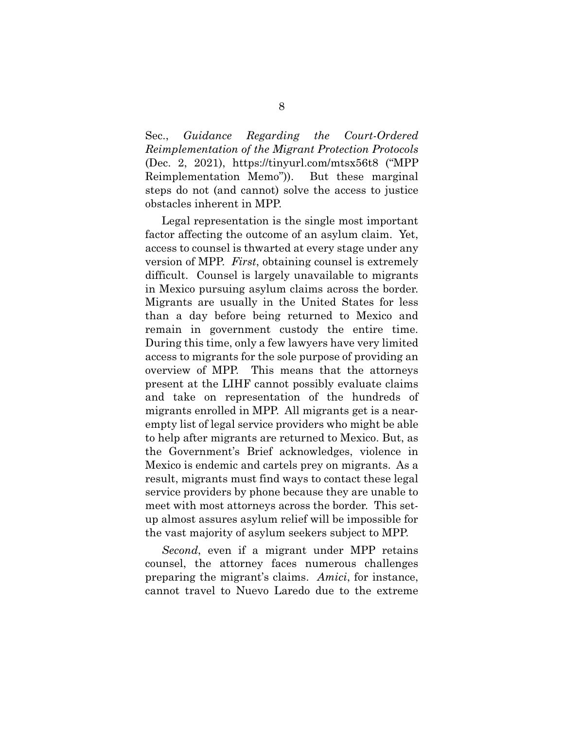Sec., *Guidance Regarding the Court-Ordered Reimplementation of the Migrant Protection Protocols* (Dec. 2, 2021), https://tinyurl.com/mtsx56t8 ("MPP Reimplementation Memo")). But these marginal steps do not (and cannot) solve the access to justice obstacles inherent in MPP.

Legal representation is the single most important factor affecting the outcome of an asylum claim. Yet, access to counsel is thwarted at every stage under any version of MPP. *First*, obtaining counsel is extremely difficult. Counsel is largely unavailable to migrants in Mexico pursuing asylum claims across the border. Migrants are usually in the United States for less than a day before being returned to Mexico and remain in government custody the entire time. During this time, only a few lawyers have very limited access to migrants for the sole purpose of providing an overview of MPP. This means that the attorneys present at the LIHF cannot possibly evaluate claims and take on representation of the hundreds of migrants enrolled in MPP. All migrants get is a near-empty list of legal service providers who might be able to help after migrants are returned to Mexico. But, as the Government's Brief acknowledges, violence in Mexico is endemic and cartels prey on migrants. As a result, migrants must find ways to contact these legal service providers by phone because they are unable to meet with most attorneys across the border. This set-up almost assures asylum relief will be impossible for the vast majority of asylum seekers subject to MPP.

*Second*, even if a migrant under MPP retains counsel, the attorney faces numerous challenges preparing the migrant's claims. *Amici*, for instance, cannot travel to Nuevo Laredo due to the extreme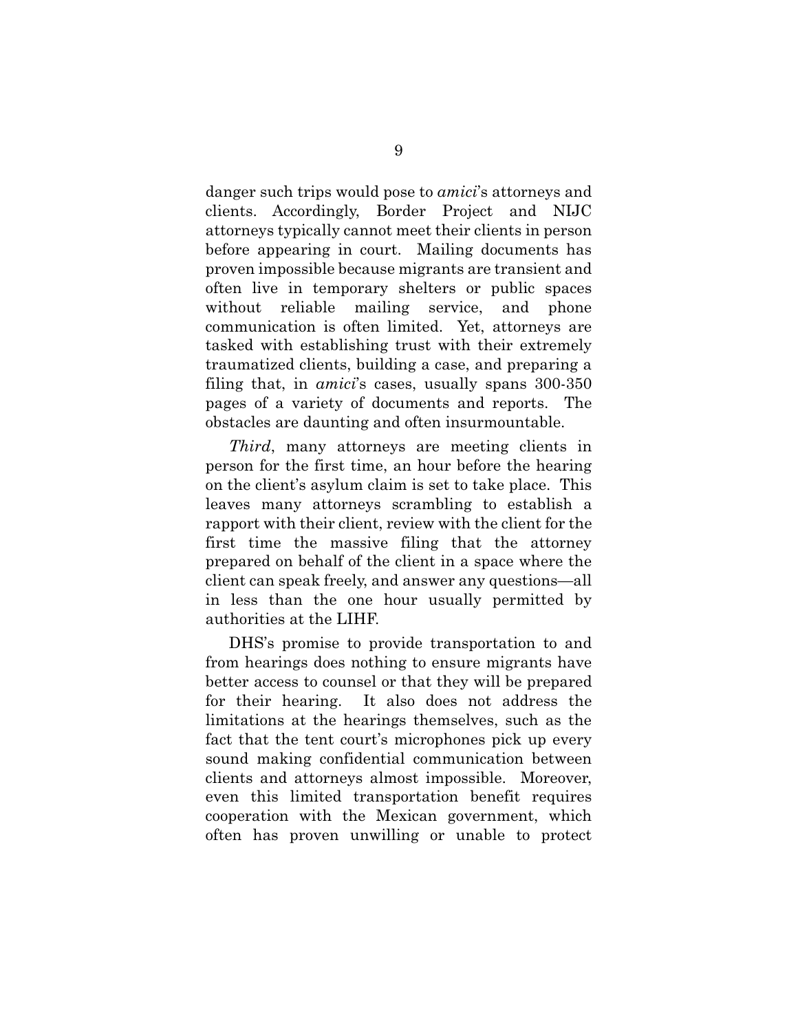danger such trips would pose to *amici*'s attorneys and clients. Accordingly, Border Project and NIJC attorneys typically cannot meet their clients in person before appearing in court. Mailing documents has proven impossible because migrants are transient and often live in temporary shelters or public spaces without reliable mailing service, and phone communication is often limited. Yet, attorneys are tasked with establishing trust with their extremely traumatized clients, building a case, and preparing a filing that, in *amici*'s cases, usually spans 300-350 pages of a variety of documents and reports. The obstacles are daunting and often insurmountable.

*Third*, many attorneys are meeting clients in person for the first time, an hour before the hearing on the client's asylum claim is set to take place. This leaves many attorneys scrambling to establish a rapport with their client, review with the client for the first time the massive filing that the attorney prepared on behalf of the client in a space where the client can speak freely, and answer any questions—all in less than the one hour usually permitted by authorities at the LIHF.

DHS's promise to provide transportation to and from hearings does nothing to ensure migrants have better access to counsel or that they will be prepared for their hearing. It also does not address the limitations at the hearings themselves, such as the fact that the tent court's microphones pick up every sound making confidential communication between clients and attorneys almost impossible. Moreover, even this limited transportation benefit requires cooperation with the Mexican government, which often has proven unwilling or unable to protect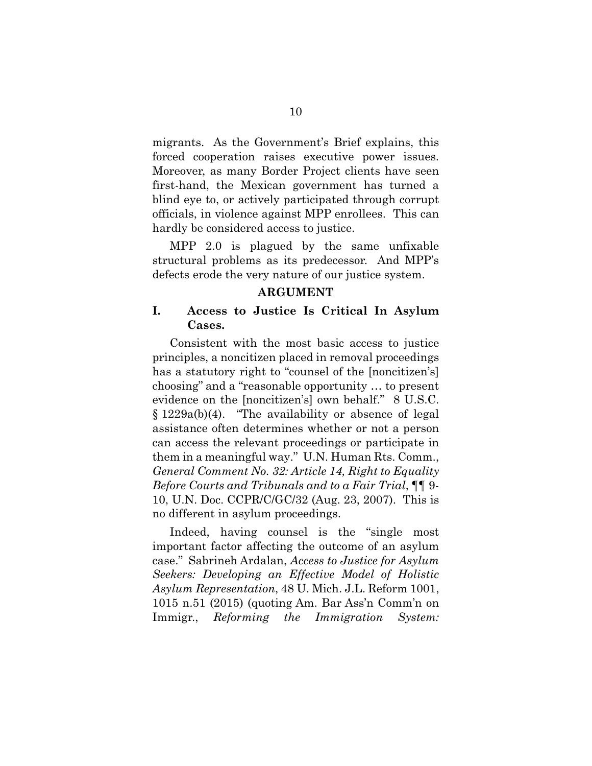migrants. As the Government's Brief explains, this forced cooperation raises executive power issues. Moreover, as many Border Project clients have seen first-hand, the Mexican government has turned a blind eye to, or actively participated through corrupt officials, in violence against MPP enrollees. This can hardly be considered access to justice.

MPP 2.0 is plagued by the same unfixable structural problems as its predecessor. And MPP's defects erode the very nature of our justice system.

## ARGUMENT

### I. Access to Justice Is Critical In Asylum Cases.

Consistent with the most basic access to justice principles, a noncitizen placed in removal proceedings has a statutory right to "counsel of the [noncitizen's] choosing" and a "reasonable opportunity … to present evidence on the [noncitizen's] own behalf." 8 U.S.C. § 1229a(b)(4). "The availability or absence of legal assistance often determines whether or not a person can access the relevant proceedings or participate in them in a meaningful way." U.N. Human Rts. Comm., *General Comment No. 32: Article 14, Right to Equality Before Courts and Tribunals and to a Fair Trial*, ¶¶ 9-10, U.N. Doc. CCPR/C/GC/32 (Aug. 23, 2007). This is no different in asylum proceedings.

Indeed, having counsel is the "single most important factor affecting the outcome of an asylum case." Sabrineh Ardalan, *Access to Justice for Asylum Seekers: Developing an Effective Model of Holistic Asylum Representation*, 48 U. Mich. J.L. Reform 1001, 1015 n.51 (2015) (quoting Am. Bar Ass'n Comm'n on Immigr., *Reforming the Immigration System:*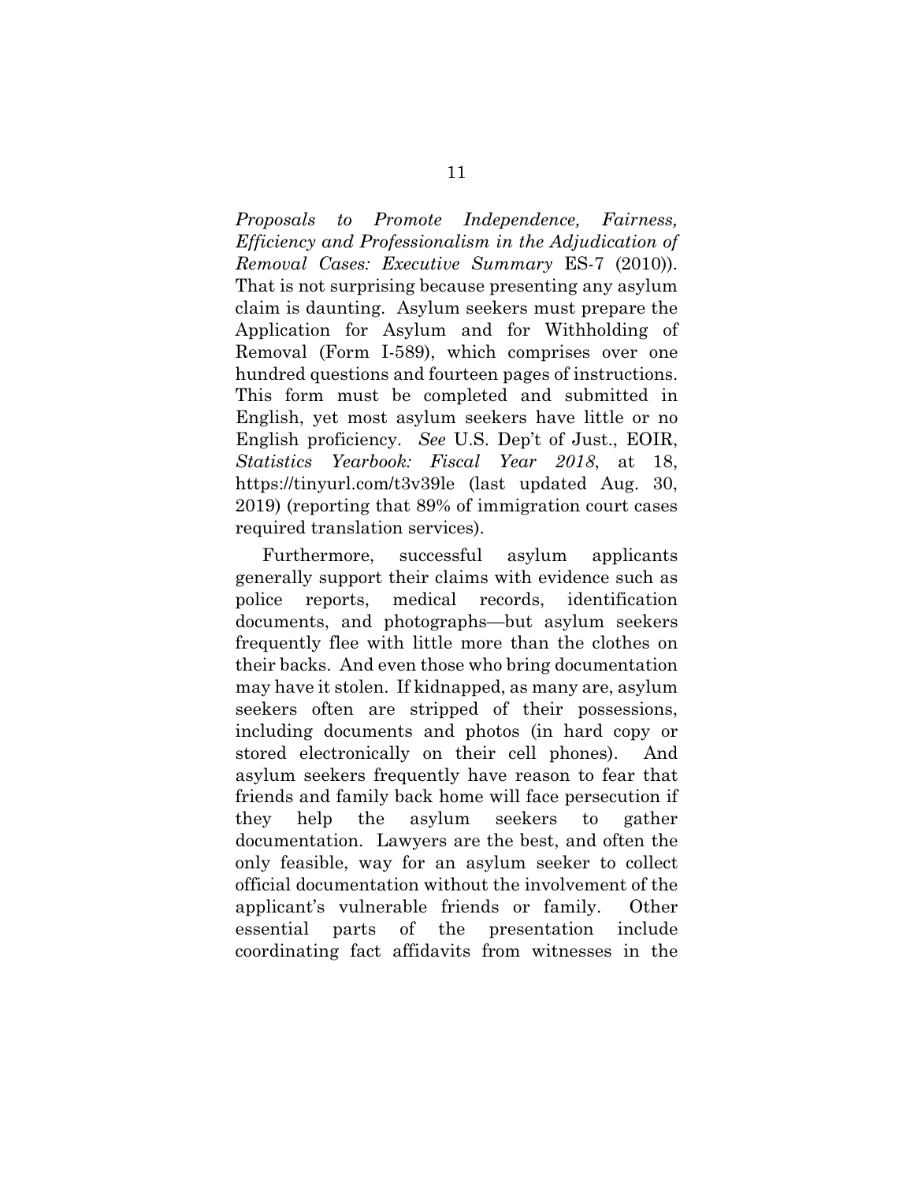*Proposals to Promote Independence, Fairness, Efficiency and Professionalism in the Adjudication of Removal Cases: Executive Summary* ES-7 (2010)). That is not surprising because presenting any asylum claim is daunting. Asylum seekers must prepare the Application for Asylum and for Withholding of Removal (Form I-589), which comprises over one hundred questions and fourteen pages of instructions. This form must be completed and submitted in English, yet most asylum seekers have little or no English proficiency. *See* U.S. Dep't of Just., EOIR, *Statistics Yearbook: Fiscal Year 2018*, at 18, https://tinyurl.com/t3v39le (last updated Aug. 30, 2019) (reporting that 89% of immigration court cases required translation services).

Furthermore, successful asylum applicants generally support their claims with evidence such as police reports, medical records, identification documents, and photographs—but asylum seekers frequently flee with little more than the clothes on their backs. And even those who bring documentation may have it stolen. If kidnapped, as many are, asylum seekers often are stripped of their possessions, including documents and photos (in hard copy or stored electronically on their cell phones). And asylum seekers frequently have reason to fear that friends and family back home will face persecution if they help the asylum seekers to gather documentation. Lawyers are the best, and often the only feasible, way for an asylum seeker to collect official documentation without the involvement of the applicant's vulnerable friends or family. Other essential parts of the presentation include coordinating fact affidavits from witnesses in the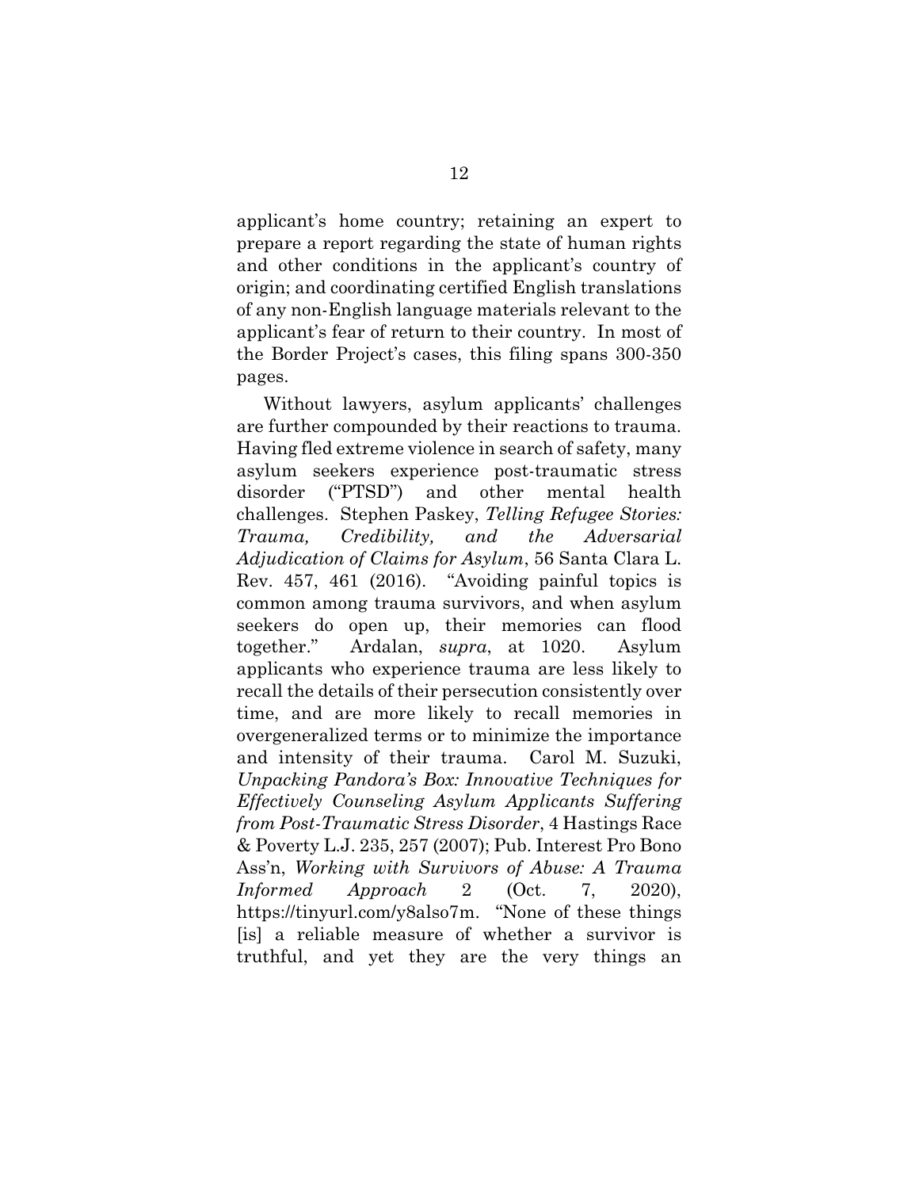applicant's home country; retaining an expert to prepare a report regarding the state of human rights and other conditions in the applicant's country of origin; and coordinating certified English translations of any non-English language materials relevant to the applicant's fear of return to their country. In most of the Border Project's cases, this filing spans 300-350 pages.

Without lawyers, asylum applicants' challenges are further compounded by their reactions to trauma. Having fled extreme violence in search of safety, many asylum seekers experience post-traumatic stress disorder ("PTSD") and other mental health challenges. Stephen Paskey, *Telling Refugee Stories: Trauma, Credibility, and the Adversarial Adjudication of Claims for Asylum*, 56 Santa Clara L. Rev. 457, 461 (2016). "Avoiding painful topics is common among trauma survivors, and when asylum seekers do open up, their memories can flood together." Ardalan, *supra*, at 1020. Asylum applicants who experience trauma are less likely to recall the details of their persecution consistently over time, and are more likely to recall memories in overgeneralized terms or to minimize the importance and intensity of their trauma. Carol M. Suzuki, *Unpacking Pandora's Box: Innovative Techniques for Effectively Counseling Asylum Applicants Suffering from Post-Traumatic Stress Disorder*, 4 Hastings Race & Poverty L.J. 235, 257 (2007); Pub. Interest Pro Bono Ass'n, *Working with Survivors of Abuse: A Trauma Informed Approach* 2 (Oct. 7, 2020), https://tinyurl.com/y8also7m. "None of these things [is] a reliable measure of whether a survivor is truthful, and yet they are the very things an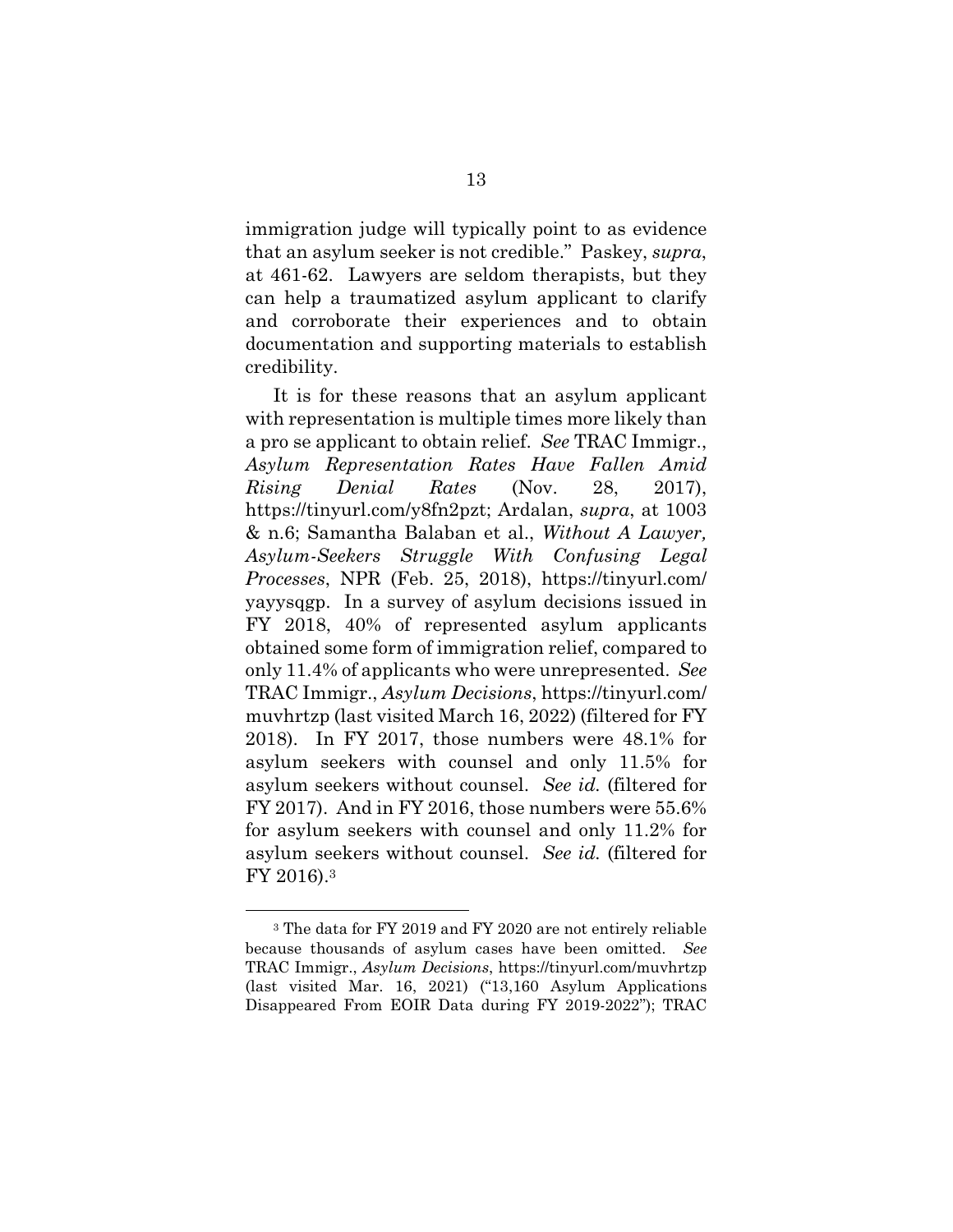immigration judge will typically point to as evidence that an asylum seeker is not credible." Paskey, *supra*, at 461-62. Lawyers are seldom therapists, but they can help a traumatized asylum applicant to clarify and corroborate their experiences and to obtain documentation and supporting materials to establish credibility.

It is for these reasons that an asylum applicant with representation is multiple times more likely than a pro se applicant to obtain relief. *See* TRAC Immigr., *Asylum Representation Rates Have Fallen Amid Rising Denial Rates* (Nov. 28, 2017), https://tinyurl.com/y8fn2pzt; Ardalan, *supra*, at 1003 & n.6; Samantha Balaban et al., *Without A Lawyer, Asylum-Seekers Struggle With Confusing Legal Processes*, NPR (Feb. 25, 2018), https://tinyurl.com/yayysqgp. In a survey of asylum decisions issued in FY 2018, 40% of represented asylum applicants obtained some form of immigration relief, compared to only 11.4% of applicants who were unrepresented. *See* TRAC Immigr., *Asylum Decisions*, https://tinyurl.com/muvhrtzp (last visited March 16, 2022) (filtered for FY 2018). In FY 2017, those numbers were 48.1% for asylum seekers with counsel and only 11.5% for asylum seekers without counsel. *See id.* (filtered for FY 2017). And in FY 2016, those numbers were 55.6% for asylum seekers with counsel and only 11.2% for asylum seekers without counsel. *See id.* (filtered for FY 2016).[3]

---

[3] The data for FY 2019 and FY 2020 are not entirely reliable because thousands of asylum cases have been omitted. *See* TRAC Immigr., *Asylum Decisions*, https://tinyurl.com/muvhrtzp (last visited Mar. 16, 2021) ("13,160 Asylum Applications Disappeared From EOIR Data during FY 2019-2022"); TRAC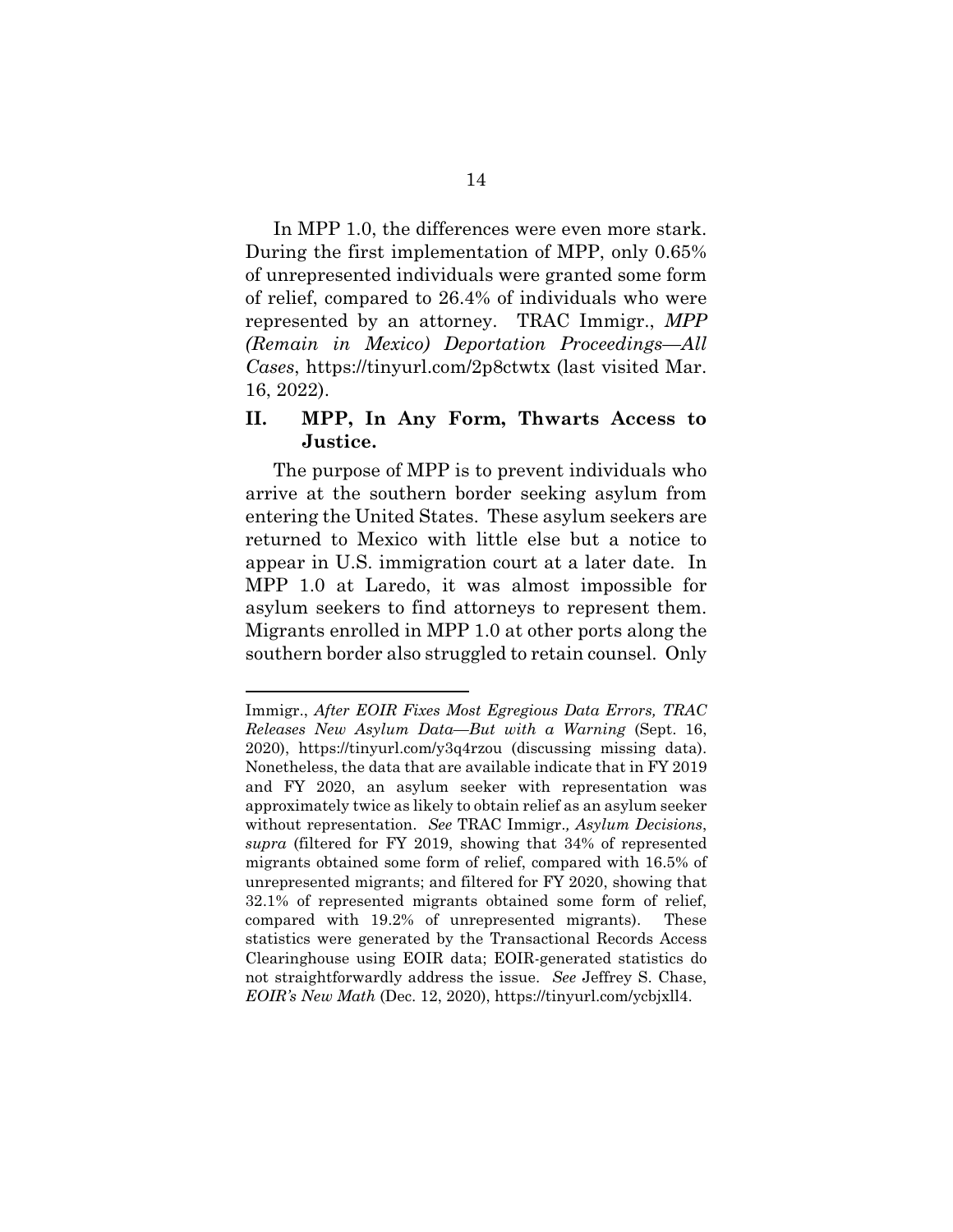In MPP 1.0, the differences were even more stark. During the first implementation of MPP, only 0.65% of unrepresented individuals were granted some form of relief, compared to 26.4% of individuals who were represented by an attorney. TRAC Immigr., *MPP (Remain in Mexico) Deportation Proceedings—All Cases*, https://tinyurl.com/2p8ctwtx (last visited Mar. 16, 2022).

## II. MPP, In Any Form, Thwarts Access to Justice.

The purpose of MPP is to prevent individuals who arrive at the southern border seeking asylum from entering the United States. These asylum seekers are returned to Mexico with little else but a notice to appear in U.S. immigration court at a later date. In MPP 1.0 at Laredo, it was almost impossible for asylum seekers to find attorneys to represent them. Migrants enrolled in MPP 1.0 at other ports along the southern border also struggled to retain counsel. Only

---

Immigr., *After EOIR Fixes Most Egregious Data Errors, TRAC Releases New Asylum Data—But with a Warning* (Sept. 16, 2020), https://tinyurl.com/y3q4rzou (discussing missing data). Nonetheless, the data that are available indicate that in FY 2019 and FY 2020, an asylum seeker with representation was approximately twice as likely to obtain relief as an asylum seeker without representation. *See* TRAC Immigr., *Asylum Decisions*, *supra* (filtered for FY 2019, showing that 34% of represented migrants obtained some form of relief, compared with 16.5% of unrepresented migrants; and filtered for FY 2020, showing that 32.1% of represented migrants obtained some form of relief, compared with 19.2% of unrepresented migrants). These statistics were generated by the Transactional Records Access Clearinghouse using EOIR data; EOIR-generated statistics do not straightforwardly address the issue. *See* Jeffrey S. Chase, *EOIR's New Math* (Dec. 12, 2020), https://tinyurl.com/ycbjxll4.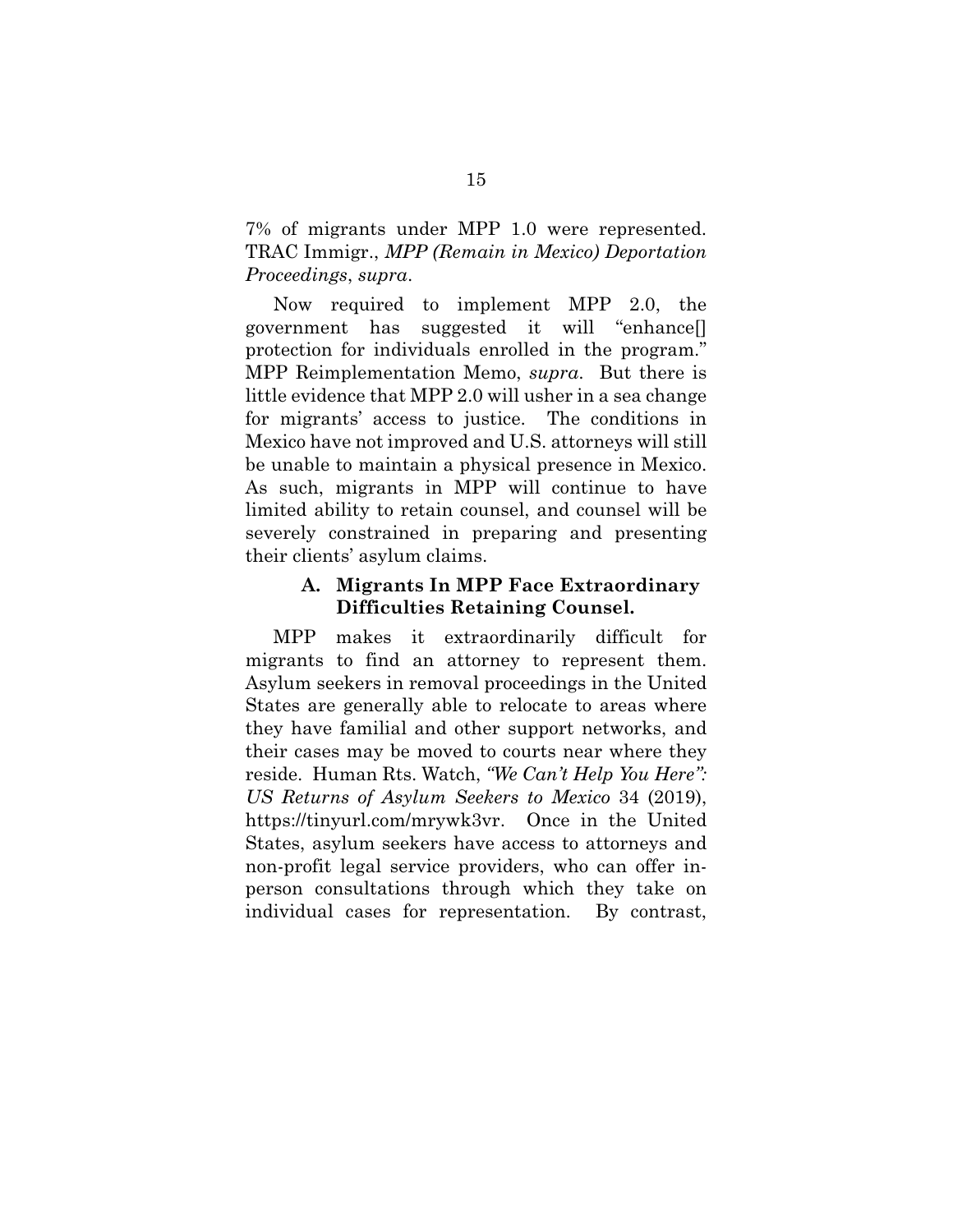7% of migrants under MPP 1.0 were represented. TRAC Immigr., *MPP (Remain in Mexico) Deportation Proceedings*, *supra*.

Now required to implement MPP 2.0, the government has suggested it will "enhance[] protection for individuals enrolled in the program." MPP Reimplementation Memo, *supra*. But there is little evidence that MPP 2.0 will usher in a sea change for migrants' access to justice. The conditions in Mexico have not improved and U.S. attorneys will still be unable to maintain a physical presence in Mexico. As such, migrants in MPP will continue to have limited ability to retain counsel, and counsel will be severely constrained in preparing and presenting their clients' asylum claims.

### A. Migrants In MPP Face Extraordinary Difficulties Retaining Counsel.

MPP makes it extraordinarily difficult for migrants to find an attorney to represent them. Asylum seekers in removal proceedings in the United States are generally able to relocate to areas where they have familial and other support networks, and their cases may be moved to courts near where they reside. Human Rts. Watch, *"We Can't Help You Here": US Returns of Asylum Seekers to Mexico* 34 (2019), https://tinyurl.com/mrywk3vr. Once in the United States, asylum seekers have access to attorneys and non-profit legal service providers, who can offer in-person consultations through which they take on individual cases for representation. By contrast,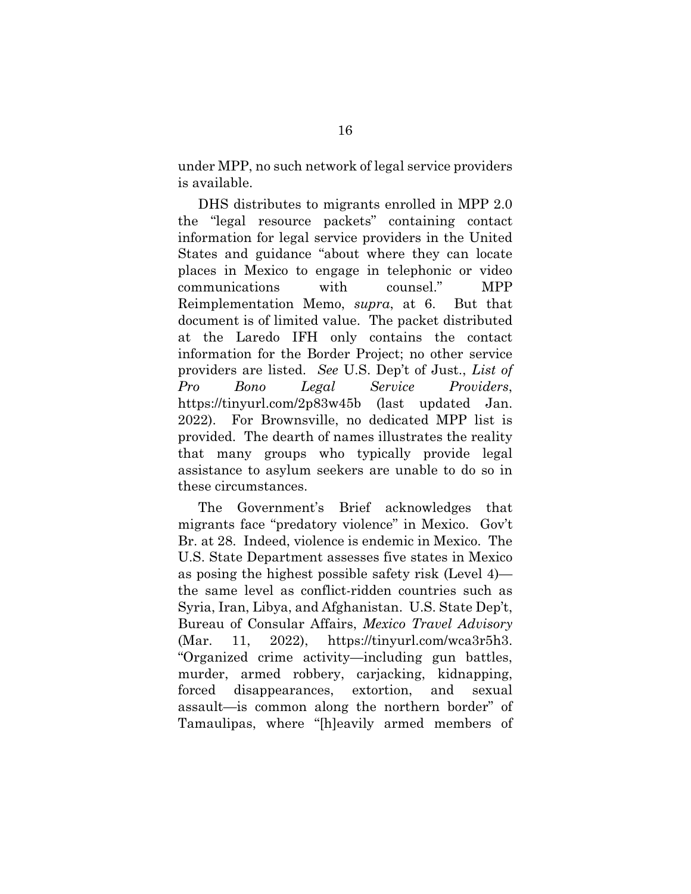under MPP, no such network of legal service providers is available.

DHS distributes to migrants enrolled in MPP 2.0 the "legal resource packets" containing contact information for legal service providers in the United States and guidance "about where they can locate places in Mexico to engage in telephonic or video communications with counsel." MPP Reimplementation Memo, *supra*, at 6. But that document is of limited value. The packet distributed at the Laredo IFH only contains the contact information for the Border Project; no other service providers are listed. *See* U.S. Dep't of Just., *List of Pro Bono Legal Service Providers*, https://tinyurl.com/2p83w45b (last updated Jan. 2022). For Brownsville, no dedicated MPP list is provided. The dearth of names illustrates the reality that many groups who typically provide legal assistance to asylum seekers are unable to do so in these circumstances.

The Government's Brief acknowledges that migrants face "predatory violence" in Mexico. Gov't Br. at 28. Indeed, violence is endemic in Mexico. The U.S. State Department assesses five states in Mexico as posing the highest possible safety risk (Level 4)—the same level as conflict-ridden countries such as Syria, Iran, Libya, and Afghanistan. U.S. State Dep't, Bureau of Consular Affairs, *Mexico Travel Advisory* (Mar. 11, 2022), https://tinyurl.com/wca3r5h3. "Organized crime activity—including gun battles, murder, armed robbery, carjacking, kidnapping, forced disappearances, extortion, and sexual assault—is common along the northern border" of Tamaulipas, where "[h]eavily armed members of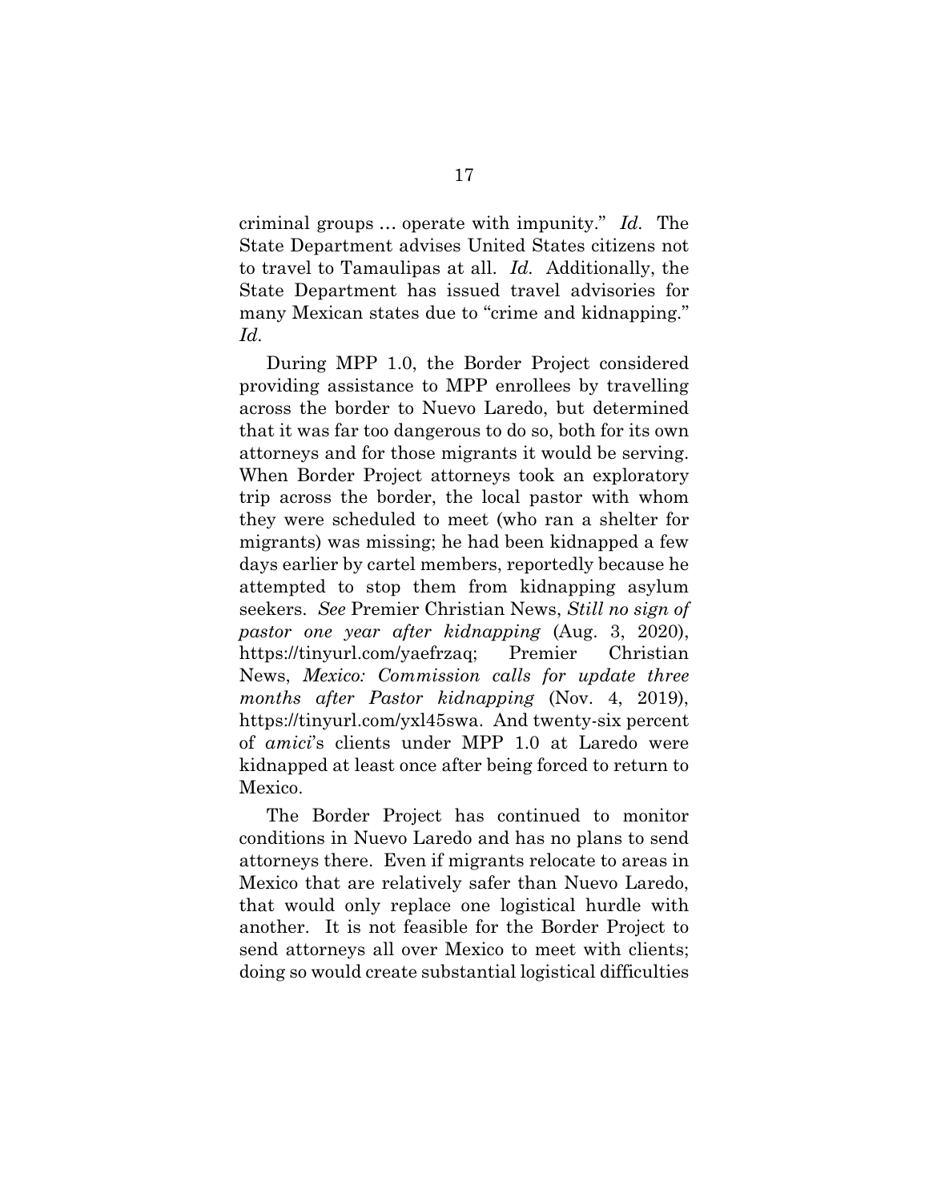criminal groups … operate with impunity." *Id.* The State Department advises United States citizens not to travel to Tamaulipas at all. *Id.* Additionally, the State Department has issued travel advisories for many Mexican states due to "crime and kidnapping." *Id.*

During MPP 1.0, the Border Project considered providing assistance to MPP enrollees by travelling across the border to Nuevo Laredo, but determined that it was far too dangerous to do so, both for its own attorneys and for those migrants it would be serving. When Border Project attorneys took an exploratory trip across the border, the local pastor with whom they were scheduled to meet (who ran a shelter for migrants) was missing; he had been kidnapped a few days earlier by cartel members, reportedly because he attempted to stop them from kidnapping asylum seekers. *See* Premier Christian News, *Still no sign of pastor one year after kidnapping* (Aug. 3, 2020), https://tinyurl.com/yaefrzaq; Premier Christian News, *Mexico: Commission calls for update three months after Pastor kidnapping* (Nov. 4, 2019), https://tinyurl.com/yxl45swa. And twenty-six percent of *amici*'s clients under MPP 1.0 at Laredo were kidnapped at least once after being forced to return to Mexico.

The Border Project has continued to monitor conditions in Nuevo Laredo and has no plans to send attorneys there. Even if migrants relocate to areas in Mexico that are relatively safer than Nuevo Laredo, that would only replace one logistical hurdle with another. It is not feasible for the Border Project to send attorneys all over Mexico to meet with clients; doing so would create substantial logistical difficulties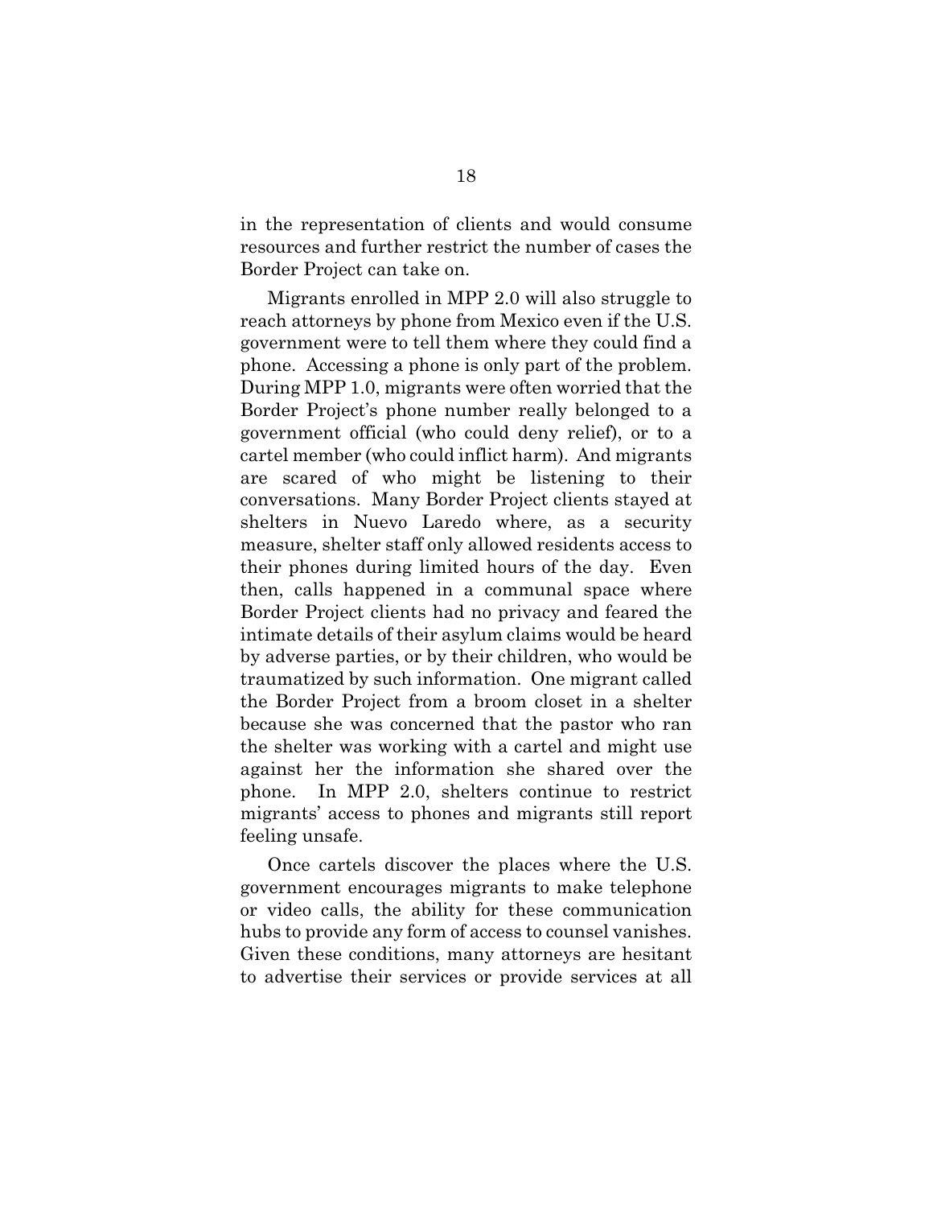in the representation of clients and would consume resources and further restrict the number of cases the Border Project can take on.

Migrants enrolled in MPP 2.0 will also struggle to reach attorneys by phone from Mexico even if the U.S. government were to tell them where they could find a phone. Accessing a phone is only part of the problem. During MPP 1.0, migrants were often worried that the Border Project's phone number really belonged to a government official (who could deny relief), or to a cartel member (who could inflict harm). And migrants are scared of who might be listening to their conversations. Many Border Project clients stayed at shelters in Nuevo Laredo where, as a security measure, shelter staff only allowed residents access to their phones during limited hours of the day. Even then, calls happened in a communal space where Border Project clients had no privacy and feared the intimate details of their asylum claims would be heard by adverse parties, or by their children, who would be traumatized by such information. One migrant called the Border Project from a broom closet in a shelter because she was concerned that the pastor who ran the shelter was working with a cartel and might use against her the information she shared over the phone. In MPP 2.0, shelters continue to restrict migrants' access to phones and migrants still report feeling unsafe.

Once cartels discover the places where the U.S. government encourages migrants to make telephone or video calls, the ability for these communication hubs to provide any form of access to counsel vanishes. Given these conditions, many attorneys are hesitant to advertise their services or provide services at all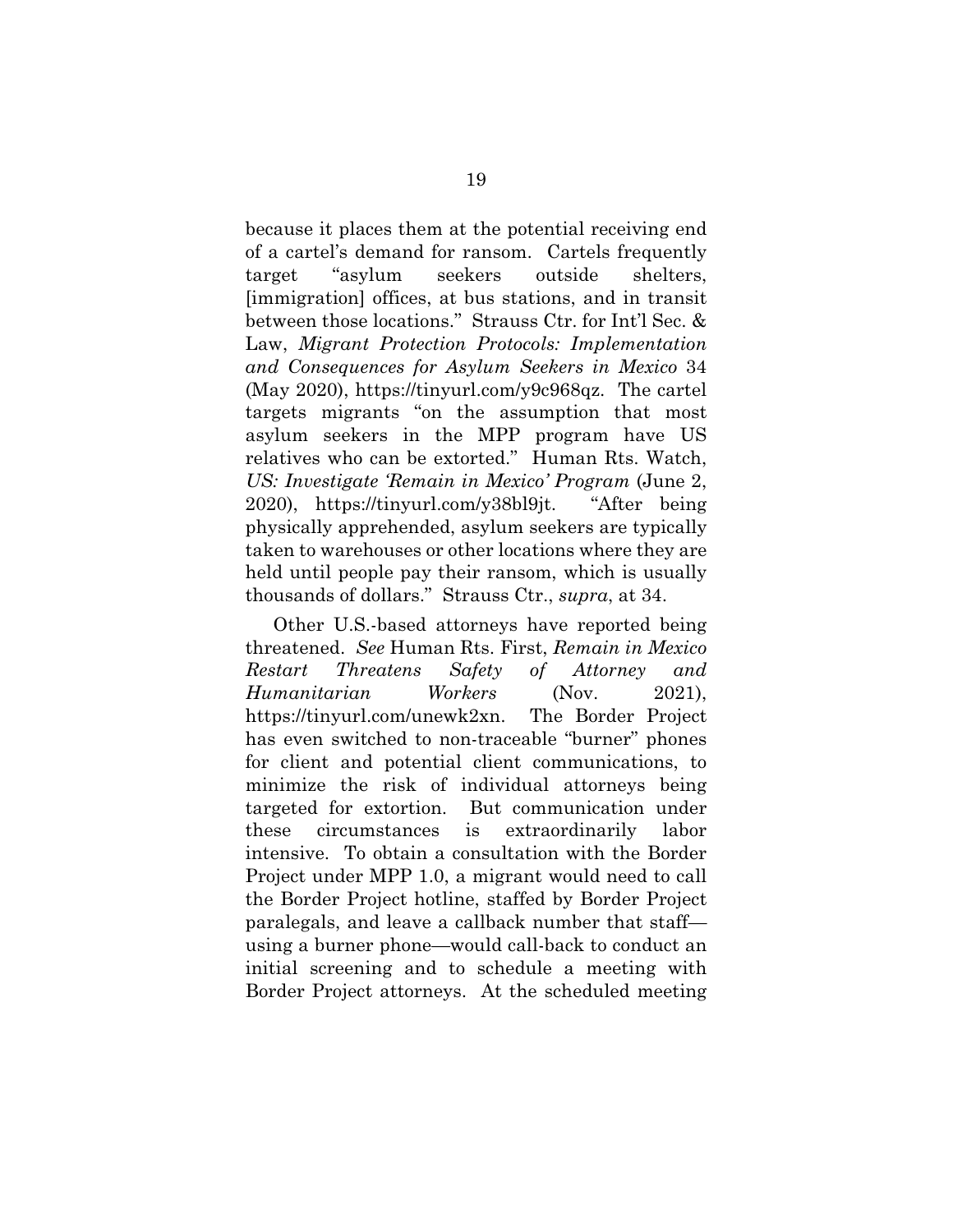because it places them at the potential receiving end of a cartel's demand for ransom. Cartels frequently target "asylum seekers outside shelters, [immigration] offices, at bus stations, and in transit between those locations." Strauss Ctr. for Int'l Sec. & Law, *Migrant Protection Protocols: Implementation and Consequences for Asylum Seekers in Mexico* 34 (May 2020), https://tinyurl.com/y9c968qz. The cartel targets migrants "on the assumption that most asylum seekers in the MPP program have US relatives who can be extorted." Human Rts. Watch, *US: Investigate 'Remain in Mexico' Program* (June 2, 2020), https://tinyurl.com/y38bl9jt. "After being physically apprehended, asylum seekers are typically taken to warehouses or other locations where they are held until people pay their ransom, which is usually thousands of dollars." Strauss Ctr., *supra*, at 34.

Other U.S.-based attorneys have reported being threatened. *See* Human Rts. First, *Remain in Mexico Restart Threatens Safety of Attorney and Humanitarian Workers* (Nov. 2021), https://tinyurl.com/unewk2xn. The Border Project has even switched to non-traceable "burner" phones for client and potential client communications, to minimize the risk of individual attorneys being targeted for extortion. But communication under these circumstances is extraordinarily labor intensive. To obtain a consultation with the Border Project under MPP 1.0, a migrant would need to call the Border Project hotline, staffed by Border Project paralegals, and leave a callback number that staff—using a burner phone—would call-back to conduct an initial screening and to schedule a meeting with Border Project attorneys. At the scheduled meeting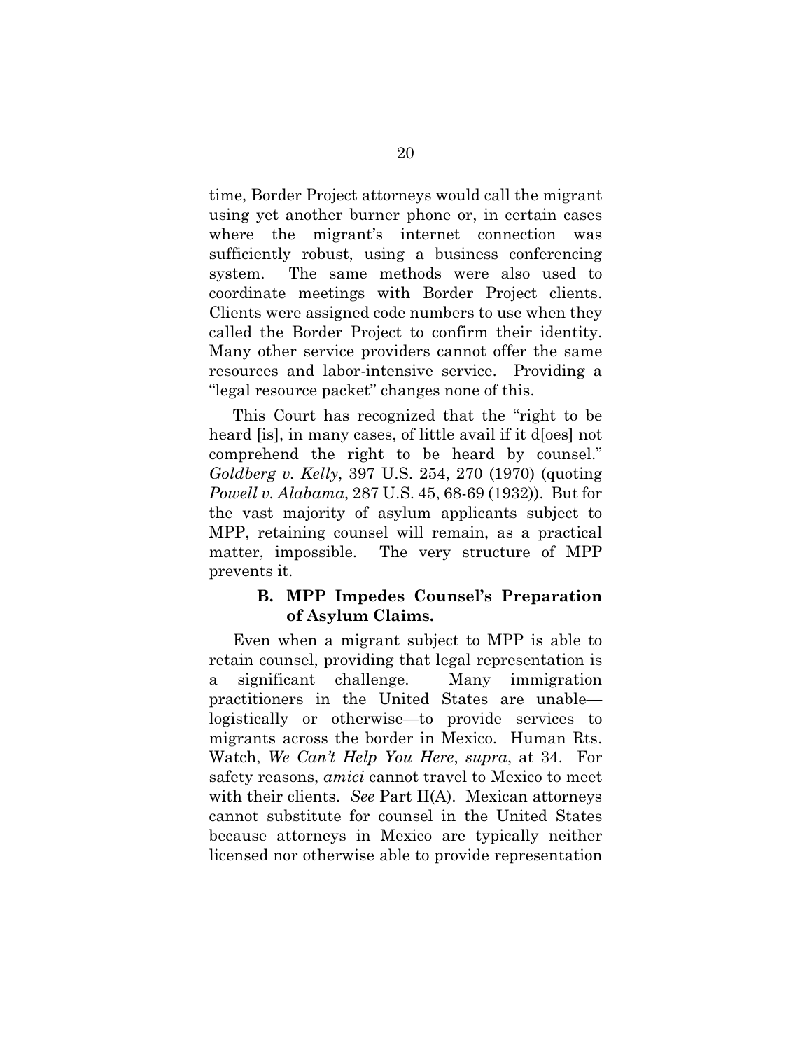time, Border Project attorneys would call the migrant using yet another burner phone or, in certain cases where the migrant's internet connection was sufficiently robust, using a business conferencing system. The same methods were also used to coordinate meetings with Border Project clients. Clients were assigned code numbers to use when they called the Border Project to confirm their identity. Many other service providers cannot offer the same resources and labor-intensive service. Providing a "legal resource packet" changes none of this.

This Court has recognized that the "right to be heard [is], in many cases, of little avail if it d[oes] not comprehend the right to be heard by counsel." *Goldberg v. Kelly*, 397 U.S. 254, 270 (1970) (quoting *Powell v. Alabama*, 287 U.S. 45, 68-69 (1932)). But for the vast majority of asylum applicants subject to MPP, retaining counsel will remain, as a practical matter, impossible. The very structure of MPP prevents it.

### B. MPP Impedes Counsel's Preparation of Asylum Claims.

Even when a migrant subject to MPP is able to retain counsel, providing that legal representation is a significant challenge. Many immigration practitioners in the United States are unable—logistically or otherwise—to provide services to migrants across the border in Mexico. Human Rts. Watch, *We Can't Help You Here*, *supra*, at 34. For safety reasons, *amici* cannot travel to Mexico to meet with their clients. *See* Part II(A). Mexican attorneys cannot substitute for counsel in the United States because attorneys in Mexico are typically neither licensed nor otherwise able to provide representation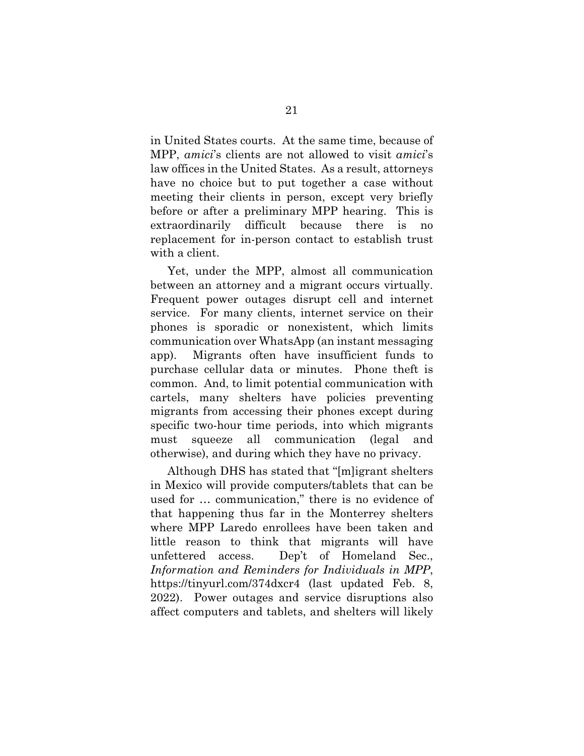in United States courts. At the same time, because of MPP, *amici*'s clients are not allowed to visit *amici*'s law offices in the United States. As a result, attorneys have no choice but to put together a case without meeting their clients in person, except very briefly before or after a preliminary MPP hearing. This is extraordinarily difficult because there is no replacement for in-person contact to establish trust with a client.

Yet, under the MPP, almost all communication between an attorney and a migrant occurs virtually. Frequent power outages disrupt cell and internet service. For many clients, internet service on their phones is sporadic or nonexistent, which limits communication over WhatsApp (an instant messaging app). Migrants often have insufficient funds to purchase cellular data or minutes. Phone theft is common. And, to limit potential communication with cartels, many shelters have policies preventing migrants from accessing their phones except during specific two-hour time periods, into which migrants must squeeze all communication (legal and otherwise), and during which they have no privacy.

Although DHS has stated that "[m]igrant shelters in Mexico will provide computers/tablets that can be used for … communication," there is no evidence of that happening thus far in the Monterrey shelters where MPP Laredo enrollees have been taken and little reason to think that migrants will have unfettered access. Dep't of Homeland Sec., *Information and Reminders for Individuals in MPP*, https://tinyurl.com/374dxcr4 (last updated Feb. 8, 2022). Power outages and service disruptions also affect computers and tablets, and shelters will likely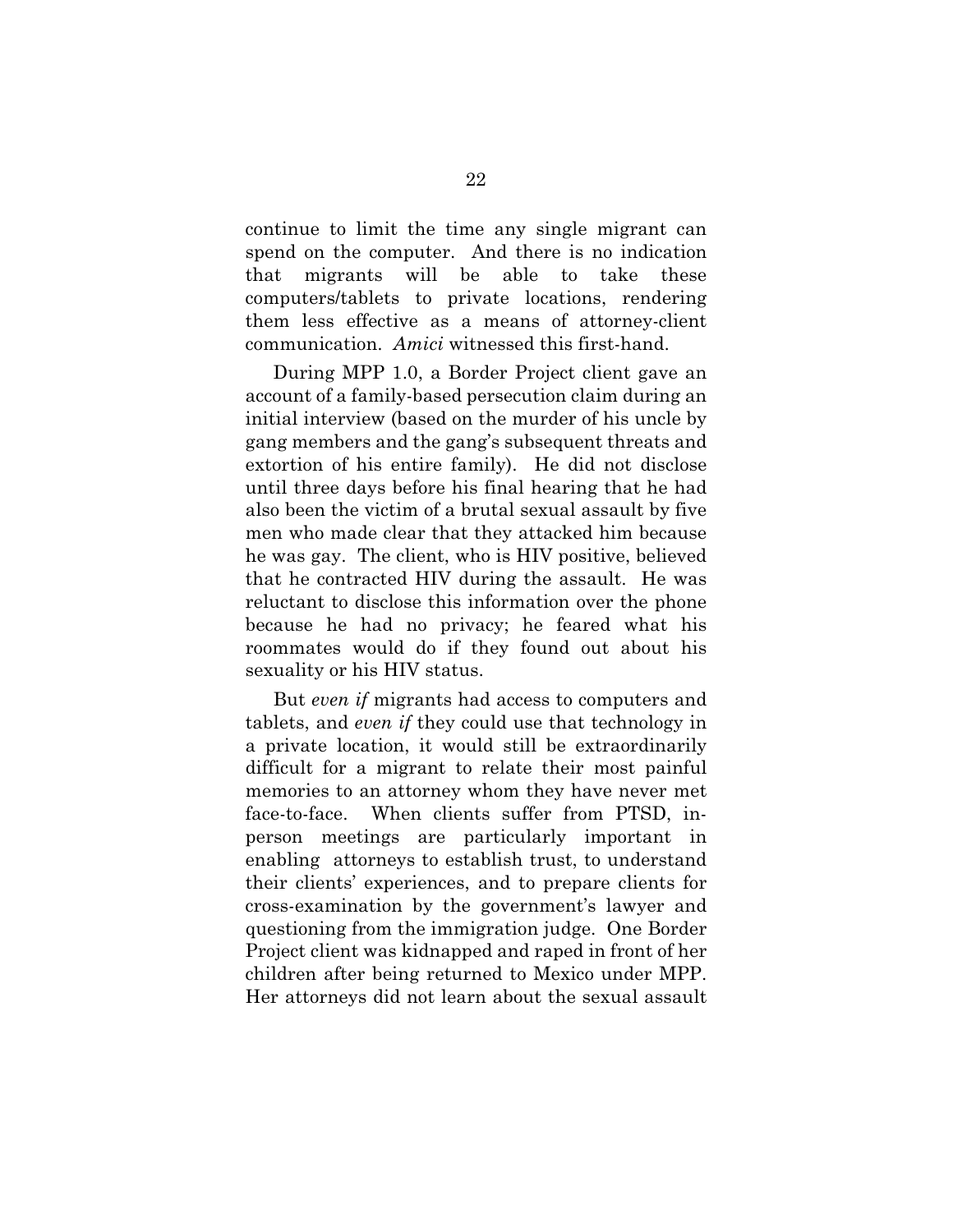continue to limit the time any single migrant can spend on the computer. And there is no indication that migrants will be able to take these computers/tablets to private locations, rendering them less effective as a means of attorney-client communication. *Amici* witnessed this first-hand.

During MPP 1.0, a Border Project client gave an account of a family-based persecution claim during an initial interview (based on the murder of his uncle by gang members and the gang's subsequent threats and extortion of his entire family). He did not disclose until three days before his final hearing that he had also been the victim of a brutal sexual assault by five men who made clear that they attacked him because he was gay. The client, who is HIV positive, believed that he contracted HIV during the assault. He was reluctant to disclose this information over the phone because he had no privacy; he feared what his roommates would do if they found out about his sexuality or his HIV status.

But *even if* migrants had access to computers and tablets, and *even if* they could use that technology in a private location, it would still be extraordinarily difficult for a migrant to relate their most painful memories to an attorney whom they have never met face-to-face. When clients suffer from PTSD, in-person meetings are particularly important in enabling attorneys to establish trust, to understand their clients' experiences, and to prepare clients for cross-examination by the government's lawyer and questioning from the immigration judge. One Border Project client was kidnapped and raped in front of her children after being returned to Mexico under MPP. Her attorneys did not learn about the sexual assault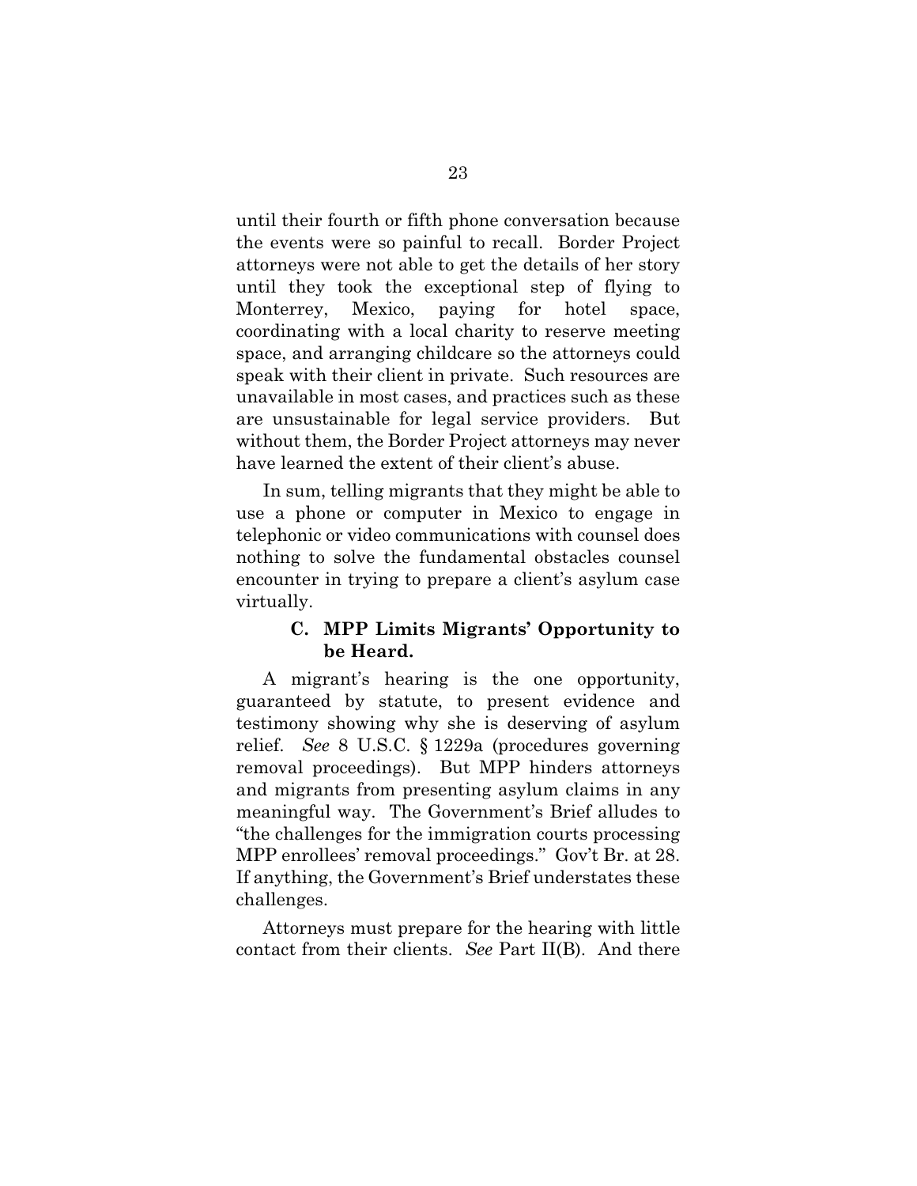until their fourth or fifth phone conversation because the events were so painful to recall. Border Project attorneys were not able to get the details of her story until they took the exceptional step of flying to Monterrey, Mexico, paying for hotel space, coordinating with a local charity to reserve meeting space, and arranging childcare so the attorneys could speak with their client in private. Such resources are unavailable in most cases, and practices such as these are unsustainable for legal service providers. But without them, the Border Project attorneys may never have learned the extent of their client's abuse.

In sum, telling migrants that they might be able to use a phone or computer in Mexico to engage in telephonic or video communications with counsel does nothing to solve the fundamental obstacles counsel encounter in trying to prepare a client's asylum case virtually.

### C. MPP Limits Migrants' Opportunity to be Heard.

A migrant's hearing is the one opportunity, guaranteed by statute, to present evidence and testimony showing why she is deserving of asylum relief. *See* 8 U.S.C. § 1229a (procedures governing removal proceedings). But MPP hinders attorneys and migrants from presenting asylum claims in any meaningful way. The Government's Brief alludes to "the challenges for the immigration courts processing MPP enrollees' removal proceedings." Gov't Br. at 28. If anything, the Government's Brief understates these challenges.

Attorneys must prepare for the hearing with little contact from their clients. *See* Part II(B). And there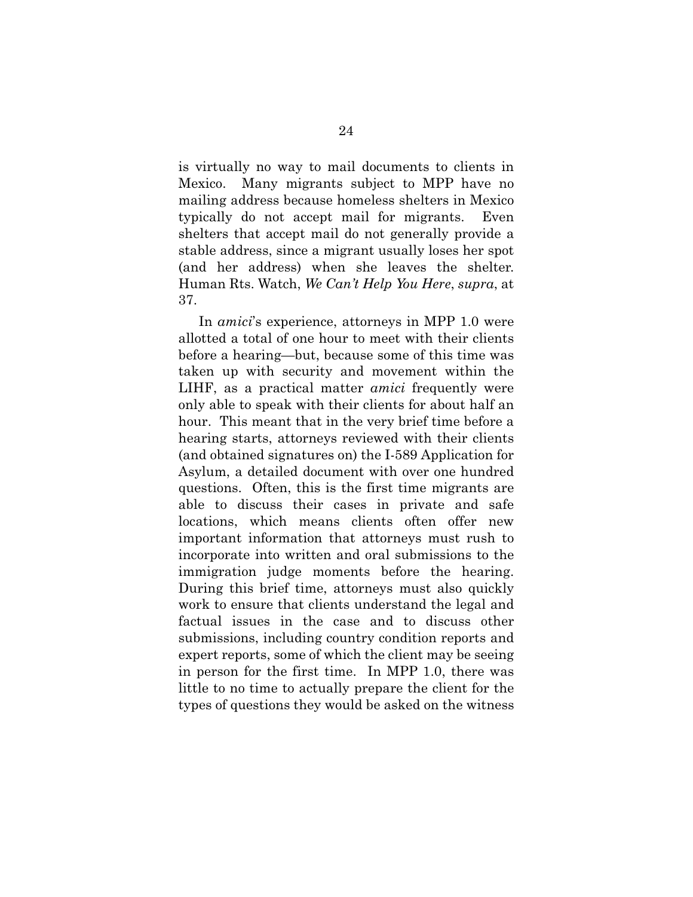is virtually no way to mail documents to clients in Mexico. Many migrants subject to MPP have no mailing address because homeless shelters in Mexico typically do not accept mail for migrants. Even shelters that accept mail do not generally provide a stable address, since a migrant usually loses her spot (and her address) when she leaves the shelter. Human Rts. Watch, *We Can't Help You Here*, *supra*, at 37.

In *amici*'s experience, attorneys in MPP 1.0 were allotted a total of one hour to meet with their clients before a hearing—but, because some of this time was taken up with security and movement within the LIHF, as a practical matter *amici* frequently were only able to speak with their clients for about half an hour. This meant that in the very brief time before a hearing starts, attorneys reviewed with their clients (and obtained signatures on) the I-589 Application for Asylum, a detailed document with over one hundred questions. Often, this is the first time migrants are able to discuss their cases in private and safe locations, which means clients often offer new important information that attorneys must rush to incorporate into written and oral submissions to the immigration judge moments before the hearing. During this brief time, attorneys must also quickly work to ensure that clients understand the legal and factual issues in the case and to discuss other submissions, including country condition reports and expert reports, some of which the client may be seeing in person for the first time. In MPP 1.0, there was little to no time to actually prepare the client for the types of questions they would be asked on the witness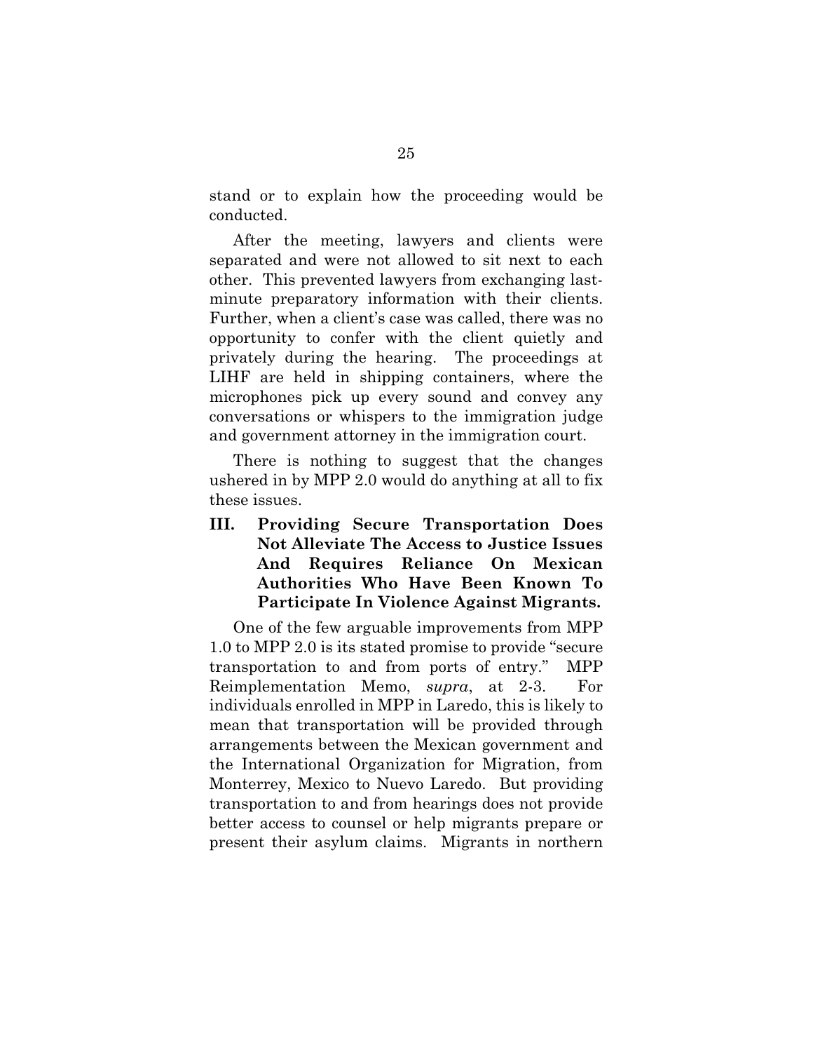stand or to explain how the proceeding would be conducted.

After the meeting, lawyers and clients were separated and were not allowed to sit next to each other. This prevented lawyers from exchanging last-minute preparatory information with their clients. Further, when a client's case was called, there was no opportunity to confer with the client quietly and privately during the hearing. The proceedings at LIHF are held in shipping containers, where the microphones pick up every sound and convey any conversations or whispers to the immigration judge and government attorney in the immigration court.

There is nothing to suggest that the changes ushered in by MPP 2.0 would do anything at all to fix these issues.

## III. Providing Secure Transportation Does Not Alleviate The Access to Justice Issues And Requires Reliance On Mexican Authorities Who Have Been Known To Participate In Violence Against Migrants.

One of the few arguable improvements from MPP 1.0 to MPP 2.0 is its stated promise to provide "secure transportation to and from ports of entry." MPP Reimplementation Memo, *supra*, at 2-3. For individuals enrolled in MPP in Laredo, this is likely to mean that transportation will be provided through arrangements between the Mexican government and the International Organization for Migration, from Monterrey, Mexico to Nuevo Laredo. But providing transportation to and from hearings does not provide better access to counsel or help migrants prepare or present their asylum claims. Migrants in northern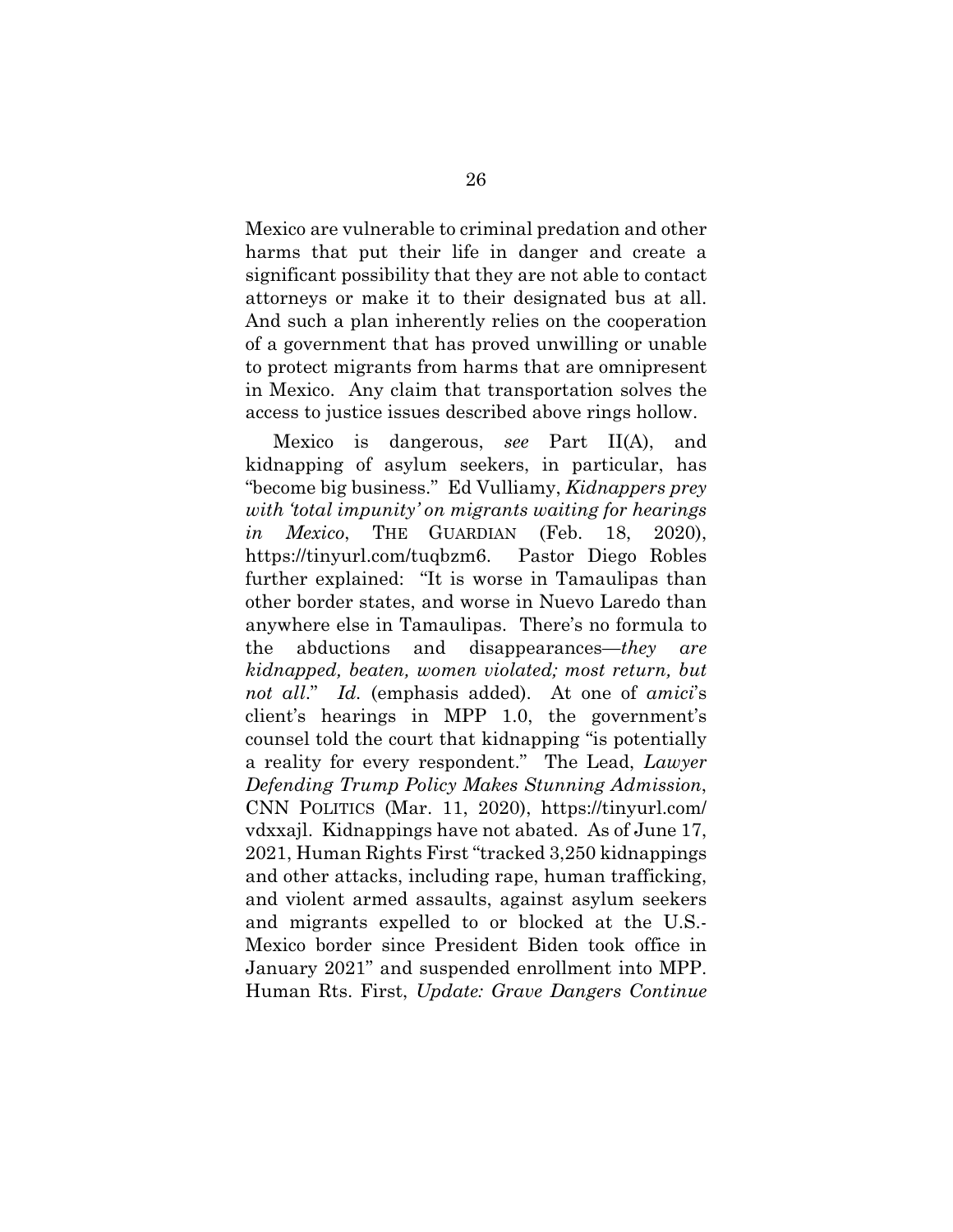Mexico are vulnerable to criminal predation and other harms that put their life in danger and create a significant possibility that they are not able to contact attorneys or make it to their designated bus at all. And such a plan inherently relies on the cooperation of a government that has proved unwilling or unable to protect migrants from harms that are omnipresent in Mexico. Any claim that transportation solves the access to justice issues described above rings hollow.

Mexico is dangerous, *see* Part II(A), and kidnapping of asylum seekers, in particular, has "become big business." Ed Vulliamy, *Kidnappers prey with 'total impunity' on migrants waiting for hearings in Mexico*, THE GUARDIAN (Feb. 18, 2020), https://tinyurl.com/tuqbzm6. Pastor Diego Robles further explained: "It is worse in Tamaulipas than other border states, and worse in Nuevo Laredo than anywhere else in Tamaulipas. There's no formula to the abductions and disappearances—*they are kidnapped, beaten, women violated; most return, but not all*." *Id.* (emphasis added). At one of *amici*'s client's hearings in MPP 1.0, the government's counsel told the court that kidnapping "is potentially a reality for every respondent." The Lead, *Lawyer Defending Trump Policy Makes Stunning Admission*, CNN POLITICS (Mar. 11, 2020), https://tinyurl.com/vdxxajl. Kidnappings have not abated. As of June 17, 2021, Human Rights First "tracked 3,250 kidnappings and other attacks, including rape, human trafficking, and violent armed assaults, against asylum seekers and migrants expelled to or blocked at the U.S.-Mexico border since President Biden took office in January 2021" and suspended enrollment into MPP. Human Rts. First, *Update: Grave Dangers Continue*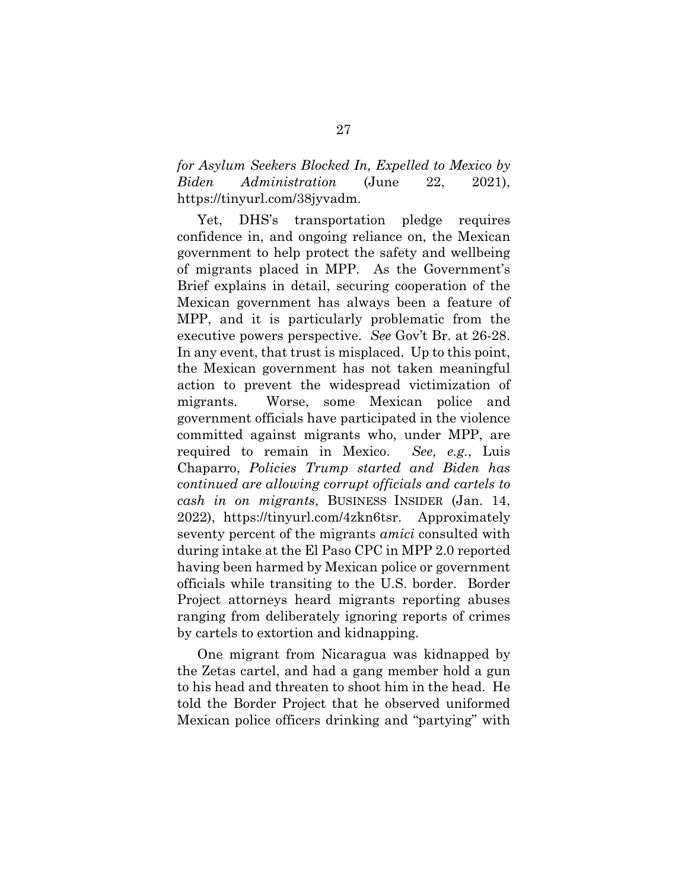*for Asylum Seekers Blocked In, Expelled to Mexico by Biden Administration* (June 22, 2021), https://tinyurl.com/38jyvadm.

Yet, DHS's transportation pledge requires confidence in, and ongoing reliance on, the Mexican government to help protect the safety and wellbeing of migrants placed in MPP. As the Government's Brief explains in detail, securing cooperation of the Mexican government has always been a feature of MPP, and it is particularly problematic from the executive powers perspective. *See* Gov't Br. at 26-28. In any event, that trust is misplaced. Up to this point, the Mexican government has not taken meaningful action to prevent the widespread victimization of migrants. Worse, some Mexican police and government officials have participated in the violence committed against migrants who, under MPP, are required to remain in Mexico. *See, e.g.*, Luis Chaparro, *Policies Trump started and Biden has continued are allowing corrupt officials and cartels to cash in on migrants*, BUSINESS INSIDER (Jan. 14, 2022), https://tinyurl.com/4zkn6tsr. Approximately seventy percent of the migrants *amici* consulted with during intake at the El Paso CPC in MPP 2.0 reported having been harmed by Mexican police or government officials while transiting to the U.S. border. Border Project attorneys heard migrants reporting abuses ranging from deliberately ignoring reports of crimes by cartels to extortion and kidnapping.

One migrant from Nicaragua was kidnapped by the Zetas cartel, and had a gang member hold a gun to his head and threaten to shoot him in the head. He told the Border Project that he observed uniformed Mexican police officers drinking and "partying" with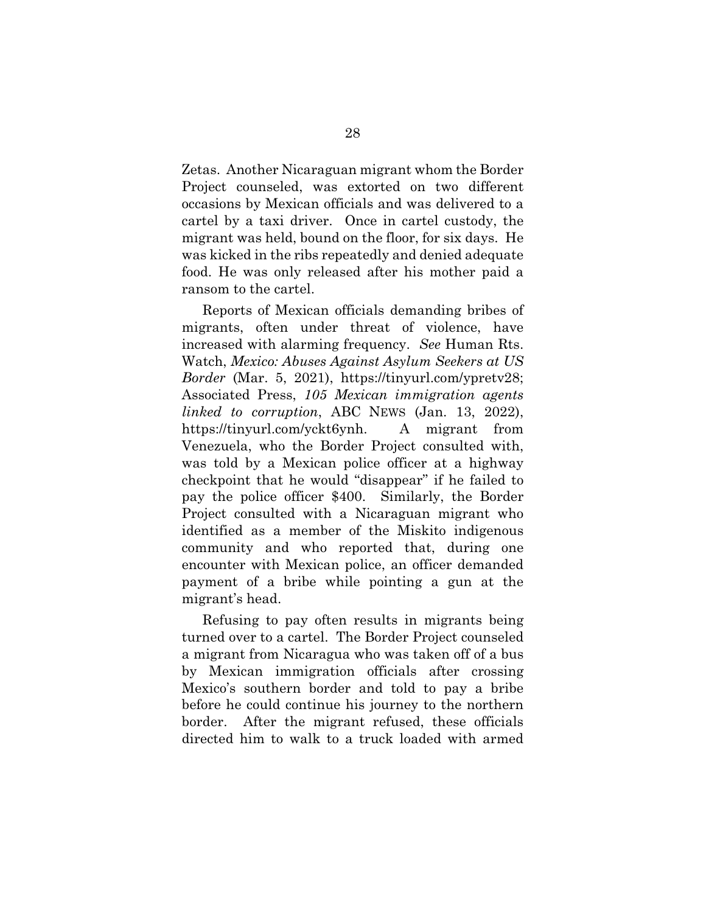Zetas. Another Nicaraguan migrant whom the Border Project counseled, was extorted on two different occasions by Mexican officials and was delivered to a cartel by a taxi driver. Once in cartel custody, the migrant was held, bound on the floor, for six days. He was kicked in the ribs repeatedly and denied adequate food. He was only released after his mother paid a ransom to the cartel.

Reports of Mexican officials demanding bribes of migrants, often under threat of violence, have increased with alarming frequency. *See* Human Rts. Watch, *Mexico: Abuses Against Asylum Seekers at US Border* (Mar. 5, 2021), https://tinyurl.com/ypretv28; Associated Press, *105 Mexican immigration agents linked to corruption*, ABC NEWS (Jan. 13, 2022), https://tinyurl.com/yckt6ynh. A migrant from Venezuela, who the Border Project consulted with, was told by a Mexican police officer at a highway checkpoint that he would "disappear" if he failed to pay the police officer $400. Similarly, the Border Project consulted with a Nicaraguan migrant who identified as a member of the Miskito indigenous community and who reported that, during one encounter with Mexican police, an officer demanded payment of a bribe while pointing a gun at the migrant's head.

Refusing to pay often results in migrants being turned over to a cartel. The Border Project counseled a migrant from Nicaragua who was taken off of a bus by Mexican immigration officials after crossing Mexico's southern border and told to pay a bribe before he could continue his journey to the northern border. After the migrant refused, these officials directed him to walk to a truck loaded with armed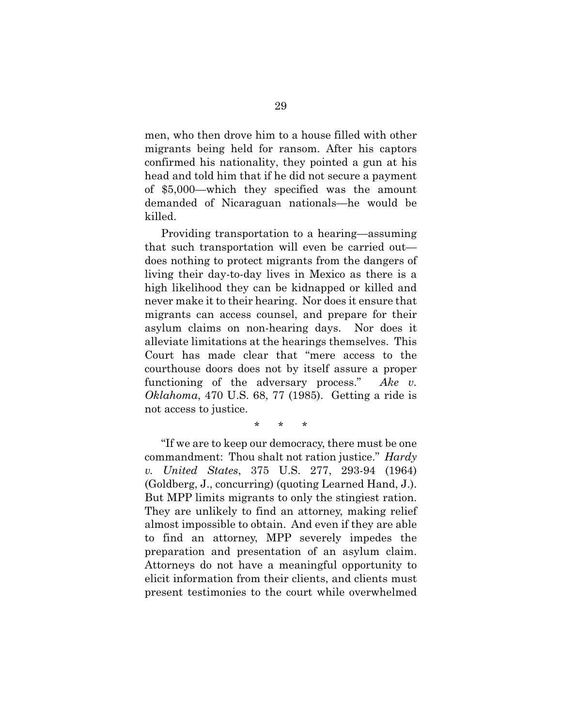men, who then drove him to a house filled with other migrants being held for ransom. After his captors confirmed his nationality, they pointed a gun at his head and told him that if he did not secure a payment of $5,000—which they specified was the amount demanded of Nicaraguan nationals—he would be killed.

Providing transportation to a hearing—assuming that such transportation will even be carried out—does nothing to protect migrants from the dangers of living their day-to-day lives in Mexico as there is a high likelihood they can be kidnapped or killed and never make it to their hearing. Nor does it ensure that migrants can access counsel, and prepare for their asylum claims on non-hearing days. Nor does it alleviate limitations at the hearings themselves. This Court has made clear that "mere access to the courthouse doors does not by itself assure a proper functioning of the adversary process." *Ake v. Oklahoma*, 470 U.S. 68, 77 (1985). Getting a ride is not access to justice.

\* \* \*

"If we are to keep our democracy, there must be one commandment: Thou shalt not ration justice." *Hardy v. United States*, 375 U.S. 277, 293-94 (1964) (Goldberg, J., concurring) (quoting Learned Hand, J.). But MPP limits migrants to only the stingiest ration. They are unlikely to find an attorney, making relief almost impossible to obtain. And even if they are able to find an attorney, MPP severely impedes the preparation and presentation of an asylum claim. Attorneys do not have a meaningful opportunity to elicit information from their clients, and clients must present testimonies to the court while overwhelmed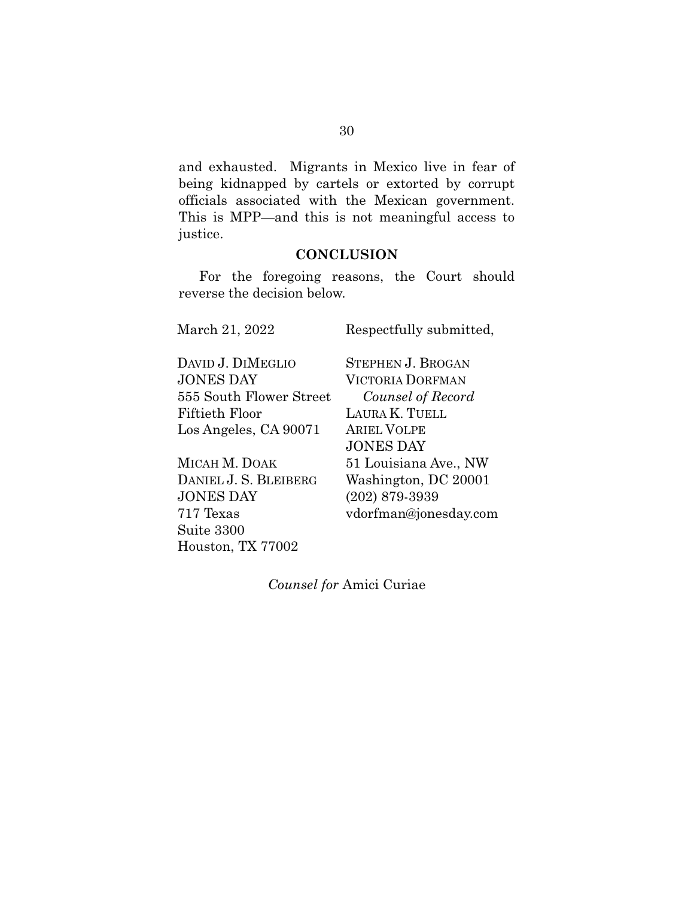and exhausted. Migrants in Mexico live in fear of being kidnapped by cartels or extorted by corrupt officials associated with the Mexican government. This is MPP—and this is not meaningful access to justice.

## CONCLUSION

For the foregoing reasons, the Court should reverse the decision below.

March 21, 2022

Respectfully submitted,

STEPHEN J. BROGAN
VICTORIA DORFMAN
*Counsel of Record*
LAURA K. TUELL
ARIEL VOLPE
JONES DAY
51 Louisiana Ave., NW
Washington, DC 20001
(202) 879-3939
vdorfman@jonesday.com

DAVID J. DIMEGLIO
JONES DAY
555 South Flower Street
Fiftieth Floor
Los Angeles, CA 90071

MICAH M. DOAK
DANIEL J. S. BLEIBERG
JONES DAY
717 Texas
Suite 3300
Houston, TX 77002

*Counsel for* Amici Curiae